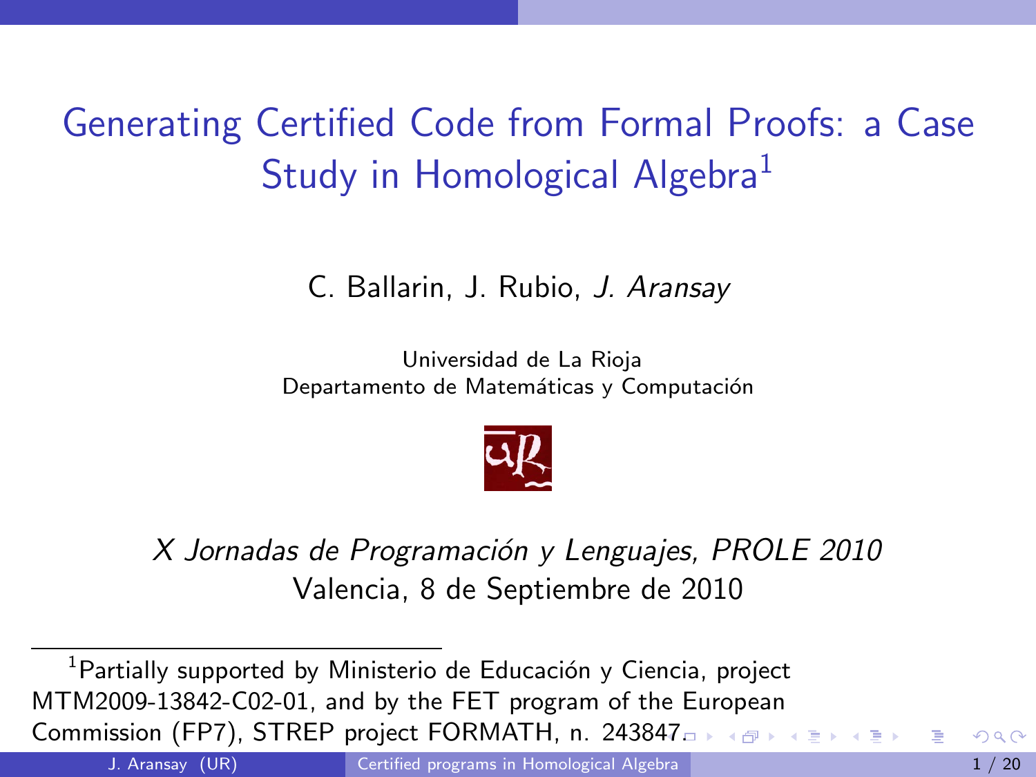# Generating Certified Code from Formal Proofs: a Case Study in Homological Algebra[1]

C. Ballarin, J. Rubio, *J. Aransay*

Universidad de La Rioja
Departamento de Matemáticas y Computación

*X Jornadas de Programación y Lenguajes, PROLE 2010*
Valencia, 8 de Septiembre de 2010

[1] Partially supported by Ministerio de Educación y Ciencia, project MTM2009-13842-C02-01, and by the FET program of the European Commission (FP7), STREP project FORMATH, n. 243847.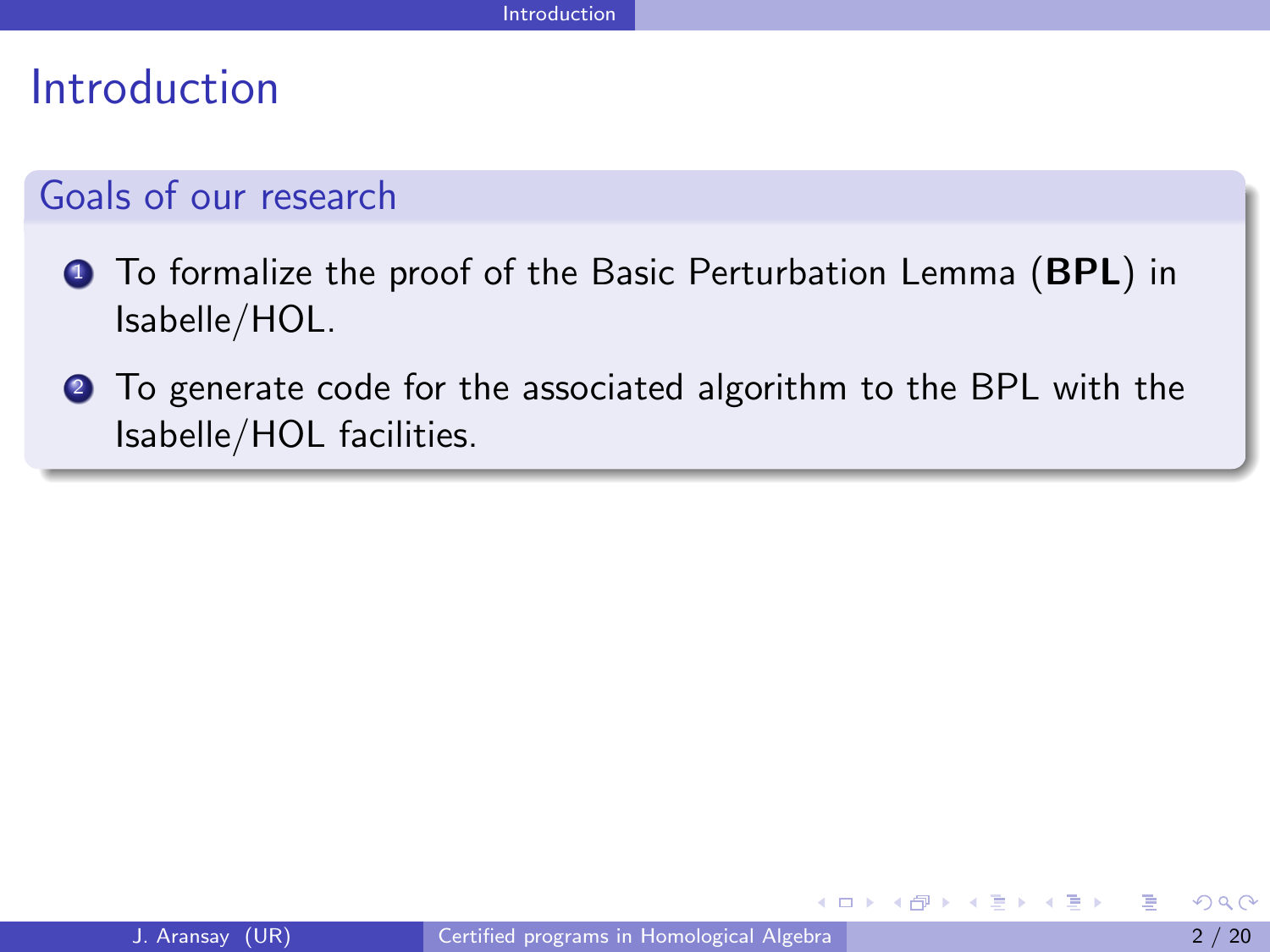# Introduction

## Goals of our research

1. To formalize the proof of the Basic Perturbation Lemma (**BPL**) in Isabelle/HOL.
2. To generate code for the associated algorithm to the BPL with the Isabelle/HOL facilities.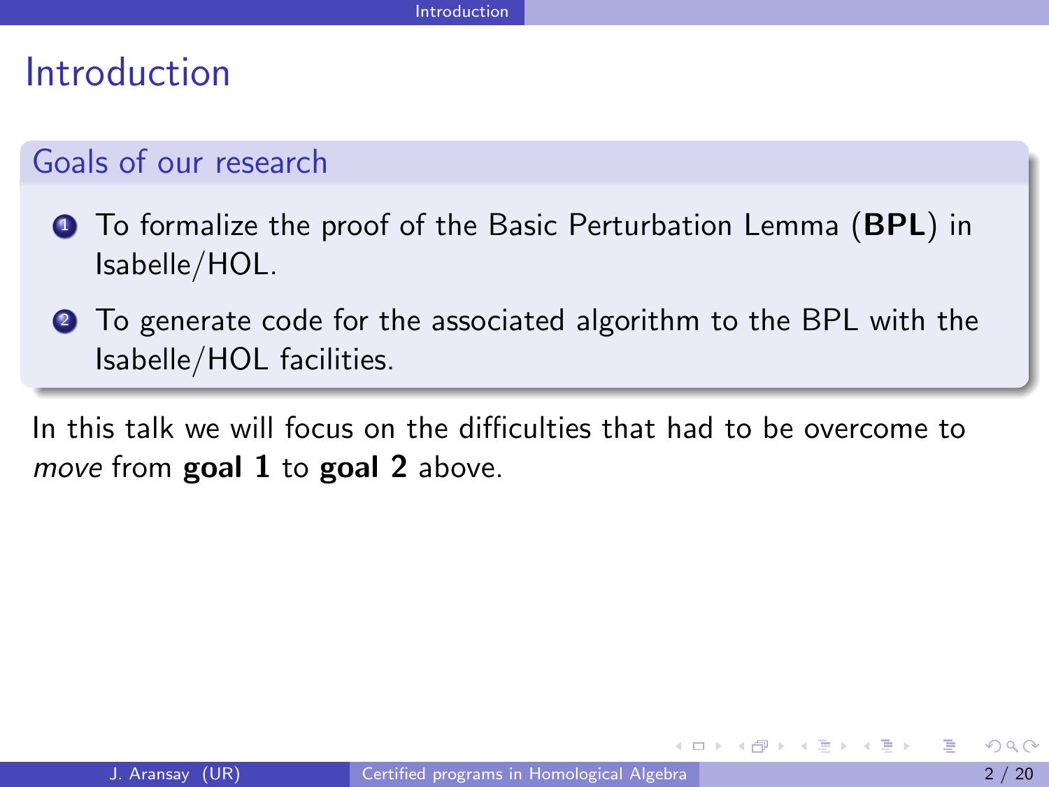# Introduction

## Goals of our research

1. To formalize the proof of the Basic Perturbation Lemma (**BPL**) in Isabelle/HOL.
2. To generate code for the associated algorithm to the BPL with the Isabelle/HOL facilities.

In this talk we will focus on the difficulties that had to be overcome to *move* from **goal 1** to **goal 2** above.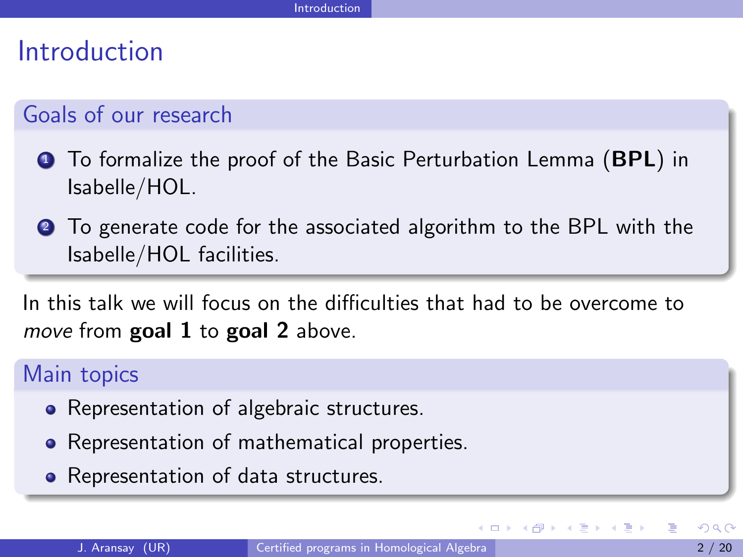# Introduction

## Goals of our research

1. To formalize the proof of the Basic Perturbation Lemma (**BPL**) in Isabelle/HOL.
2. To generate code for the associated algorithm to the BPL with the Isabelle/HOL facilities.

In this talk we will focus on the difficulties that had to be overcome to *move* from **goal 1** to **goal 2** above.

## Main topics

- Representation of algebraic structures.
- Representation of mathematical properties.
- Representation of data structures.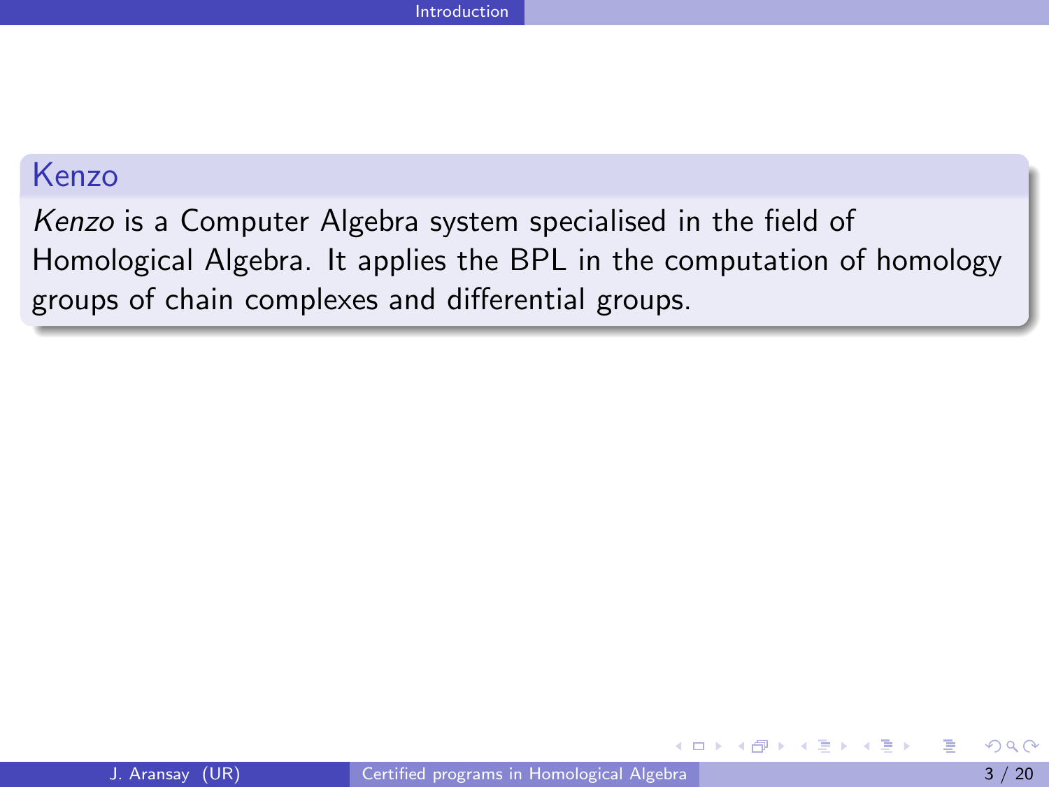## Kenzo

*Kenzo* is a Computer Algebra system specialised in the field of Homological Algebra. It applies the BPL in the computation of homology groups of chain complexes and differential groups.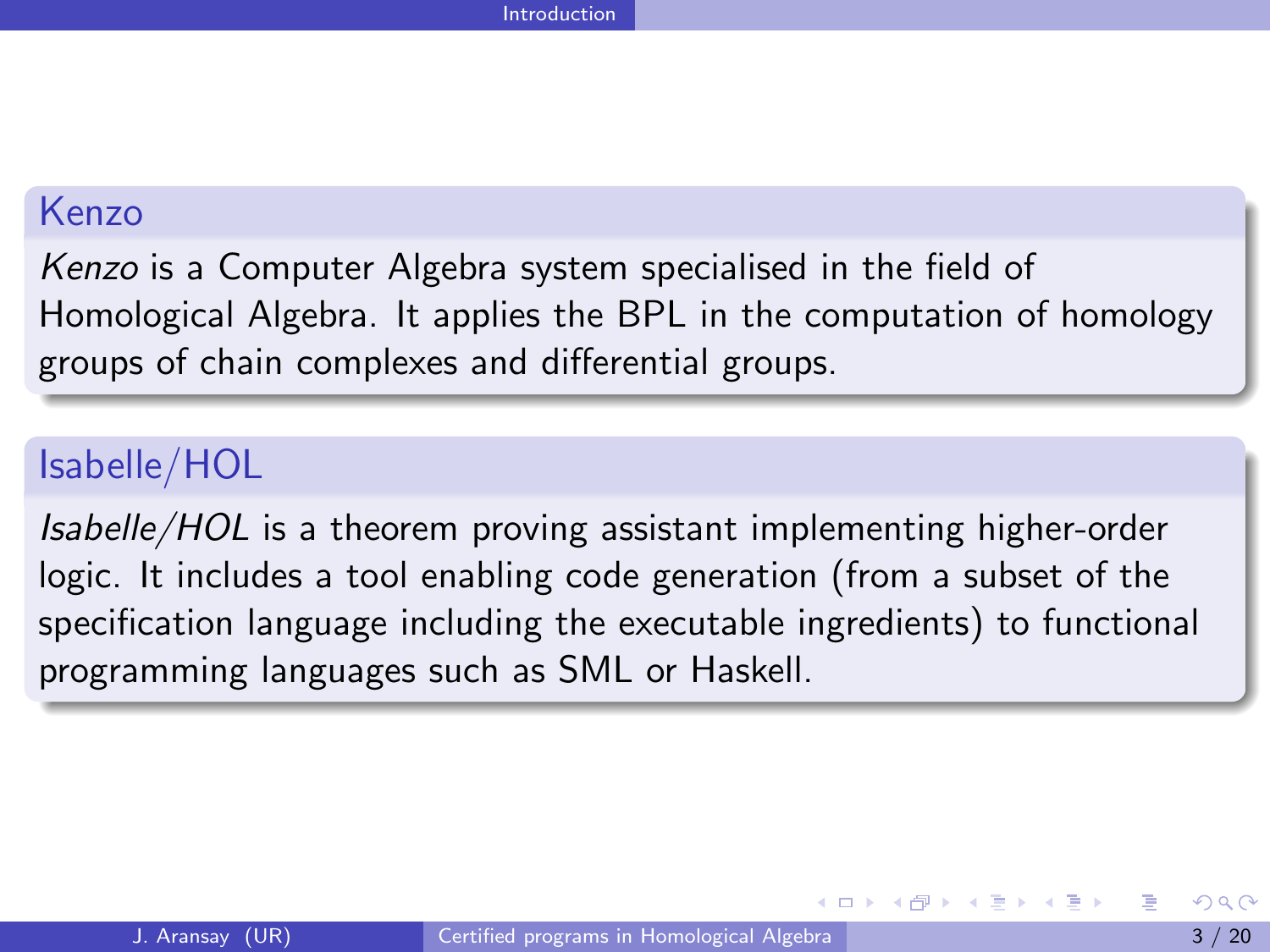## Kenzo

*Kenzo* is a Computer Algebra system specialised in the field of Homological Algebra. It applies the BPL in the computation of homology groups of chain complexes and differential groups.

## Isabelle/HOL

*Isabelle/HOL* is a theorem proving assistant implementing higher-order logic. It includes a tool enabling code generation (from a subset of the specification language including the executable ingredients) to functional programming languages such as SML or Haskell.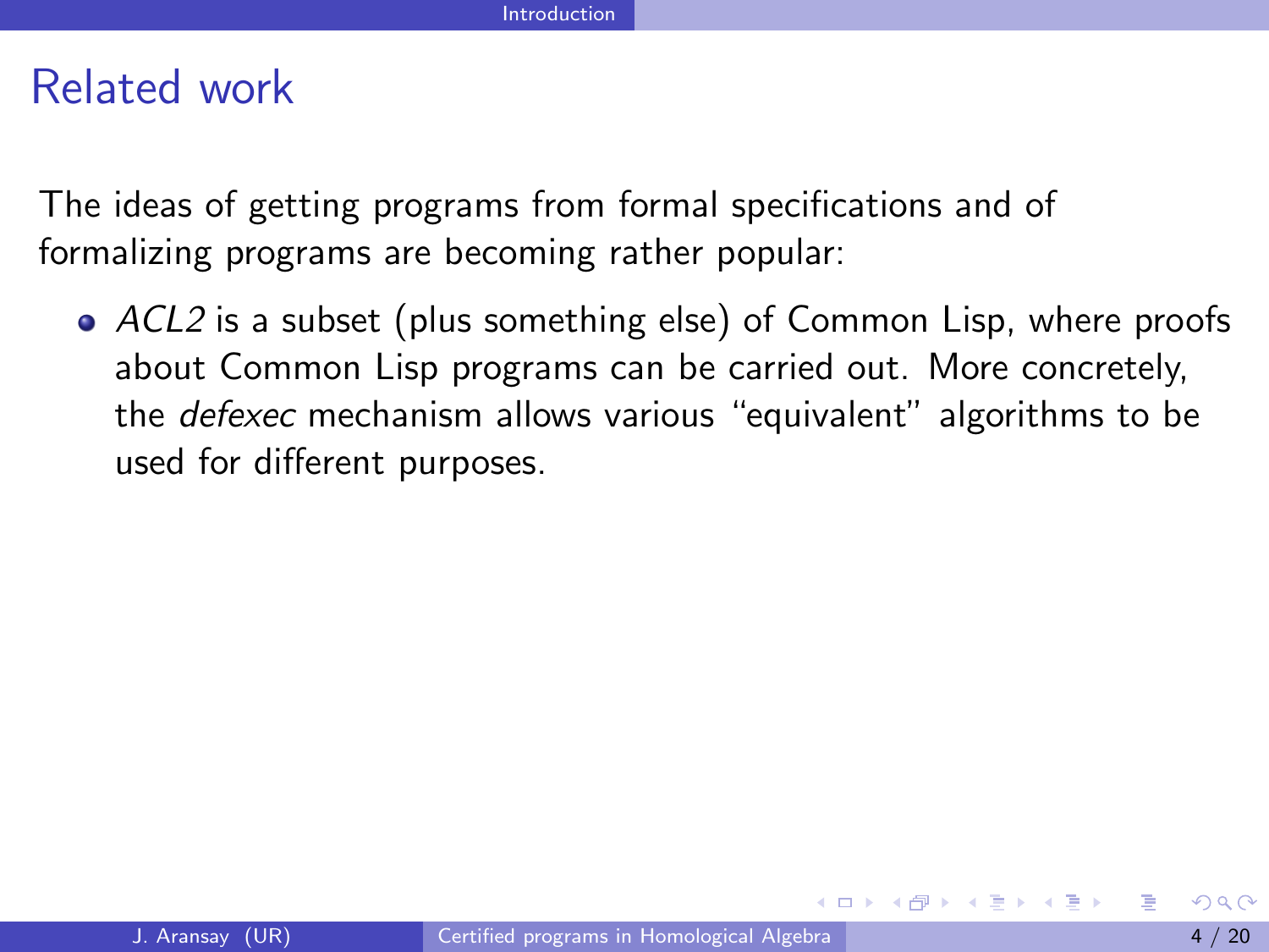## Related work

The ideas of getting programs from formal specifications and of formalizing programs are becoming rather popular:

- *ACL2* is a subset (plus something else) of Common Lisp, where proofs about Common Lisp programs can be carried out. More concretely, the *defexec* mechanism allows various “equivalent” algorithms to be used for different purposes.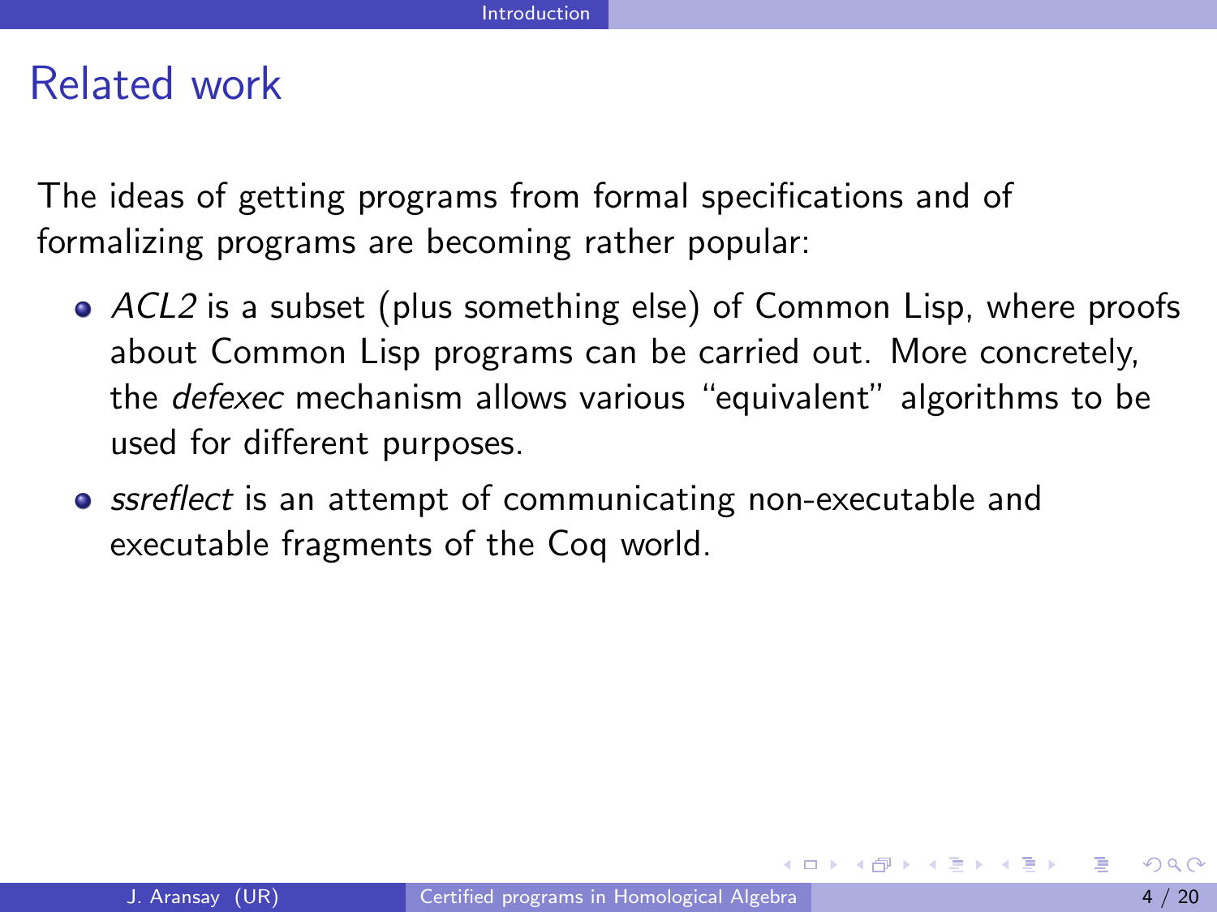## Related work

The ideas of getting programs from formal specifications and of formalizing programs are becoming rather popular:

- *ACL2* is a subset (plus something else) of Common Lisp, where proofs about Common Lisp programs can be carried out. More concretely, the *defexec* mechanism allows various "equivalent" algorithms to be used for different purposes.
- *ssreflect* is an attempt of communicating non-executable and executable fragments of the Coq world.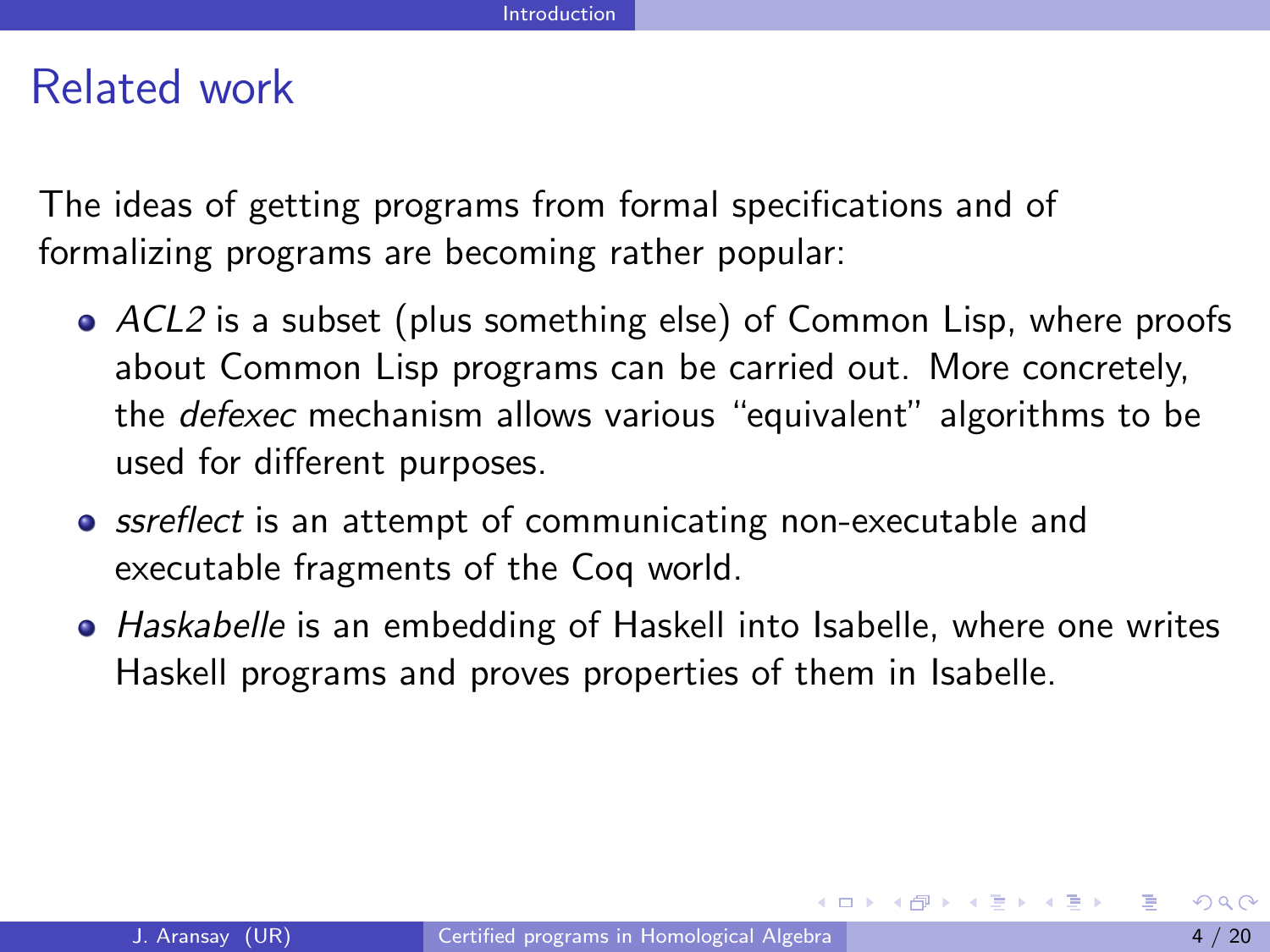# Related work

The ideas of getting programs from formal specifications and of formalizing programs are becoming rather popular:

- *ACL2* is a subset (plus something else) of Common Lisp, where proofs about Common Lisp programs can be carried out. More concretely, the *defexec* mechanism allows various "equivalent" algorithms to be used for different purposes.
- *ssreflect* is an attempt of communicating non-executable and executable fragments of the Coq world.
- *Haskabelle* is an embedding of Haskell into Isabelle, where one writes Haskell programs and proves properties of them in Isabelle.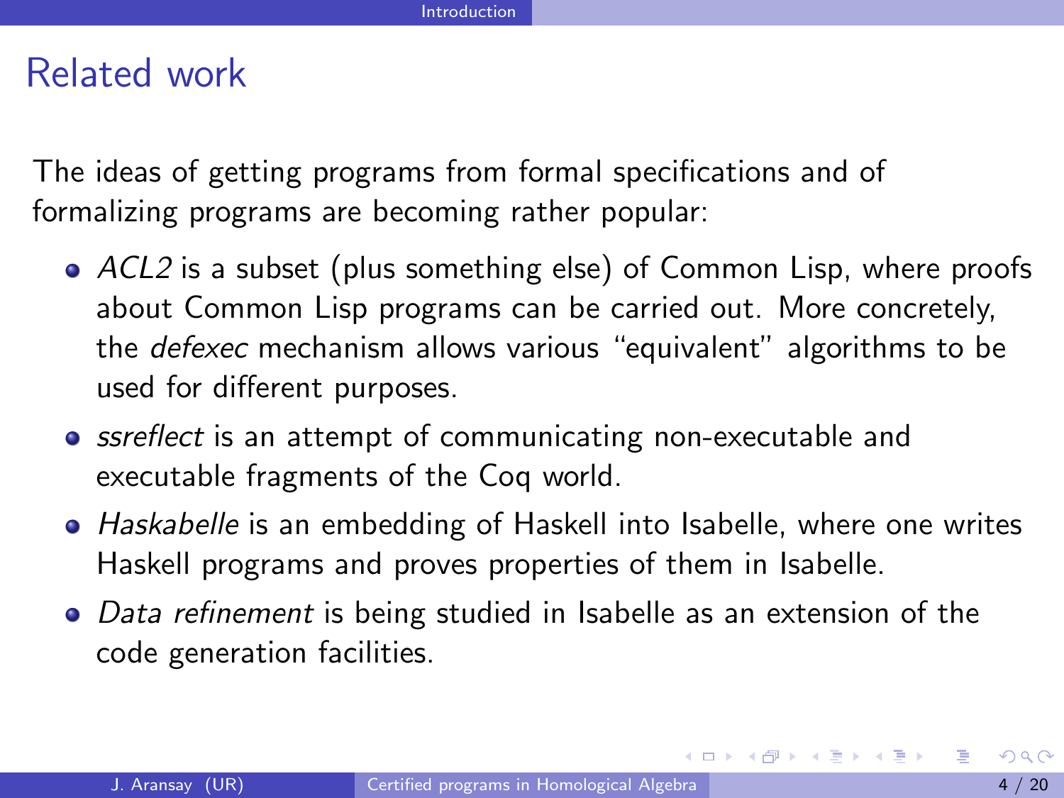# Related work

The ideas of getting programs from formal specifications and of formalizing programs are becoming rather popular:

- *ACL2* is a subset (plus something else) of Common Lisp, where proofs about Common Lisp programs can be carried out. More concretely, the *defexec* mechanism allows various "equivalent" algorithms to be used for different purposes.
- *ssreflect* is an attempt of communicating non-executable and executable fragments of the Coq world.
- *Haskabelle* is an embedding of Haskell into Isabelle, where one writes Haskell programs and proves properties of them in Isabelle.
- *Data refinement* is being studied in Isabelle as an extension of the code generation facilities.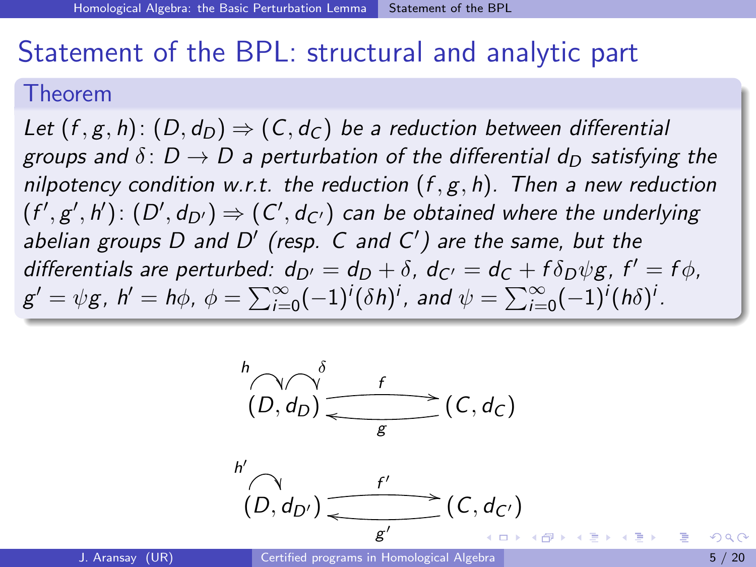# Statement of the BPL: structural and analytic part

## Theorem

*Let $(f, g, h)\colon (D, d_D) \Rightarrow (C, d_C)$ be a reduction between differential groups and $\delta\colon D \to D$ a perturbation of the differential $d_D$ satisfying the nilpotency condition w.r.t. the reduction $(f, g, h)$. Then a new reduction $(f', g', h')\colon (D', d_{D'}) \Rightarrow (C', d_{C'})$ can be obtained where the underlying abelian groups $D$ and $D'$ (resp. $C$ and $C'$) are the same, but the differentials are perturbed: $d_{D'} = d_D + \delta$, $d_{C'} = d_C + f\delta_D\psi g$, $f' = f\phi$, $g' = \psi g$, $h' = h\phi$, $\phi = \sum_{i=0}^{\infty}(-1)^i(\delta h)^i$, and $\psi = \sum_{i=0}^{\infty}(-1)^i(h\delta)^i$.*

$$(D, d_D) \underset{g}{\overset{f}{\rightleftarrows}} (C, d_C) \quad \text{(with } h, \delta \text{ acting on } D\text{)}$$

$$(D, d_{D'}) \underset{g'}{\overset{f'}{\rightleftarrows}} (C, d_{C'}) \quad \text{(with } h' \text{ acting on } D\text{)}$$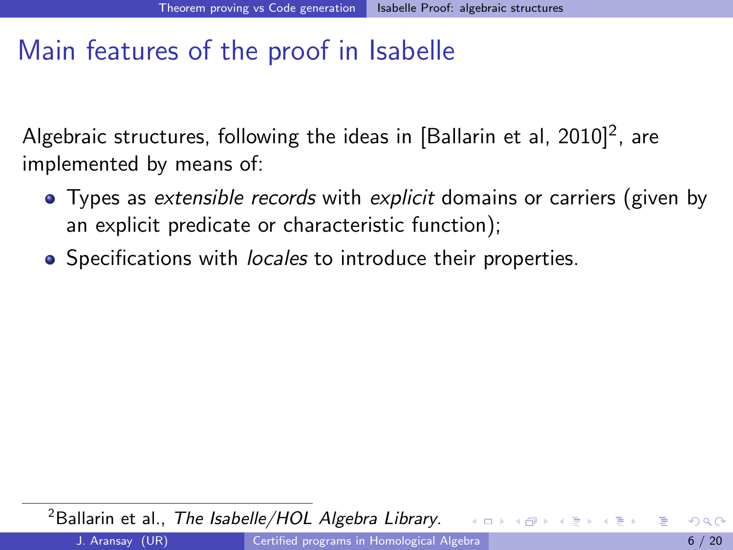# Main features of the proof in Isabelle

Algebraic structures, following the ideas in [Ballarin et al, 2010][2], are implemented by means of:

- Types as *extensible records* with *explicit* domains or carriers (given by an explicit predicate or characteristic function);
- Specifications with *locales* to introduce their properties.

[2] Ballarin et al., *The Isabelle/HOL Algebra Library*.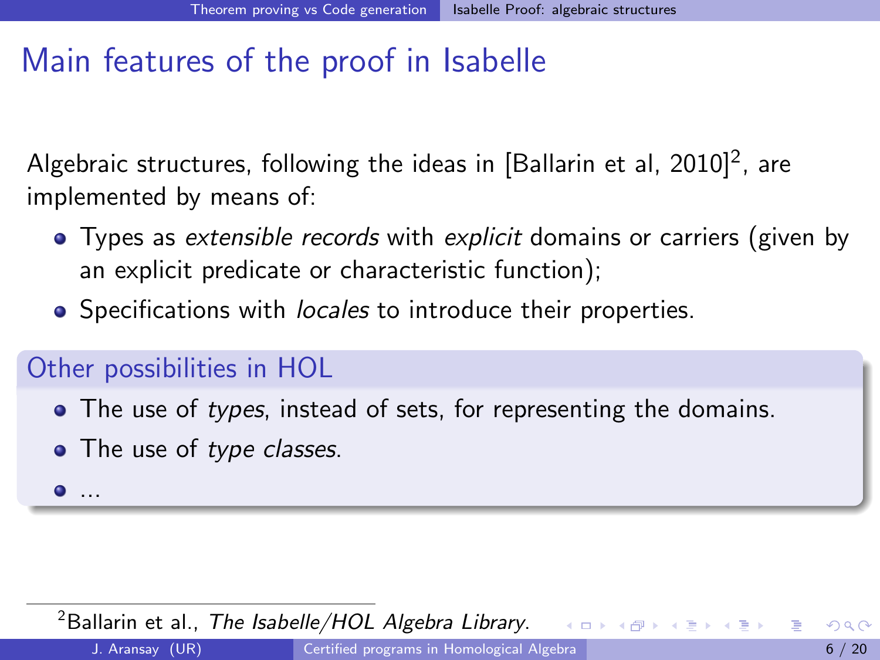# Main features of the proof in Isabelle

Algebraic structures, following the ideas in [Ballarin et al, 2010][2], are implemented by means of:

- Types as *extensible records* with *explicit* domains or carriers (given by an explicit predicate or characteristic function);
- Specifications with *locales* to introduce their properties.

## Other possibilities in HOL

- The use of *types*, instead of sets, for representing the domains.
- The use of *type classes*.
- ...

[2] Ballarin et al., *The Isabelle/HOL Algebra Library*.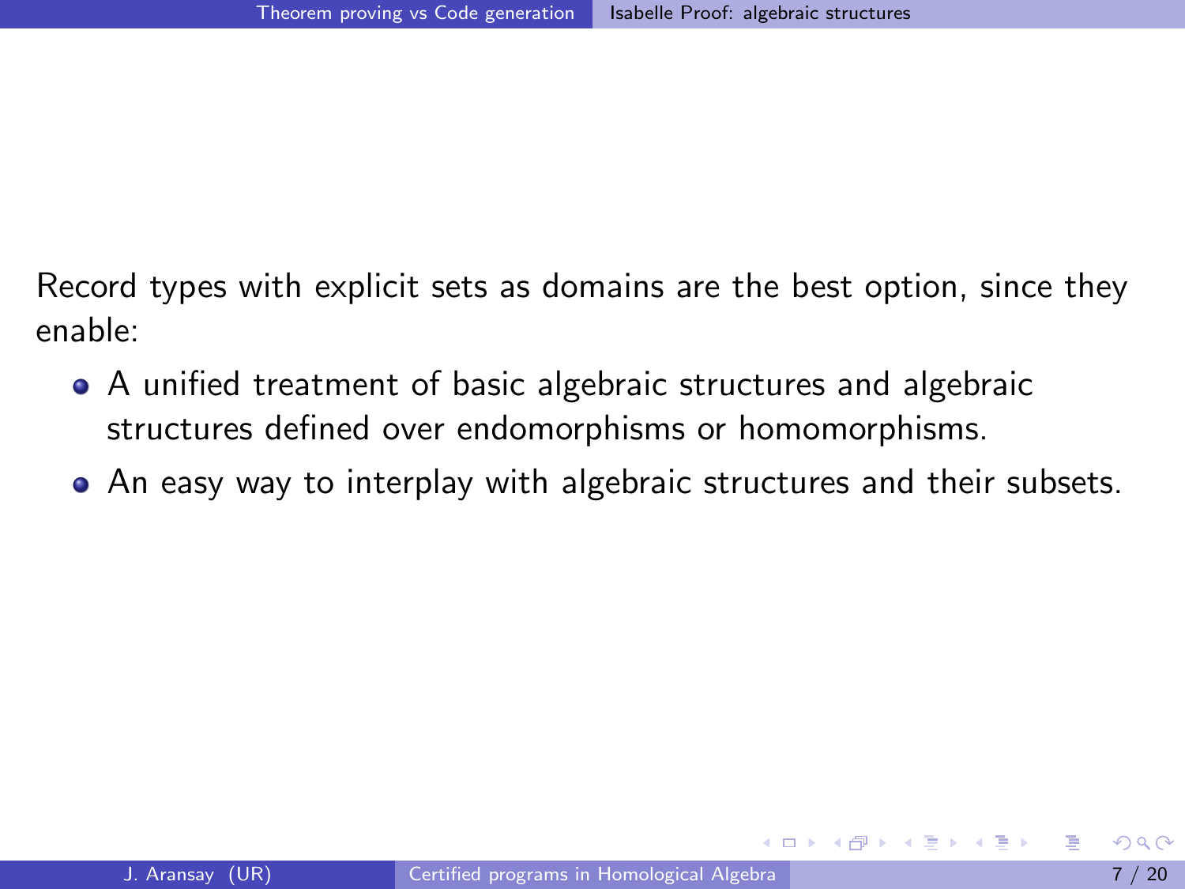Record types with explicit sets as domains are the best option, since they enable:

- A unified treatment of basic algebraic structures and algebraic structures defined over endomorphisms or homomorphisms.
- An easy way to interplay with algebraic structures and their subsets.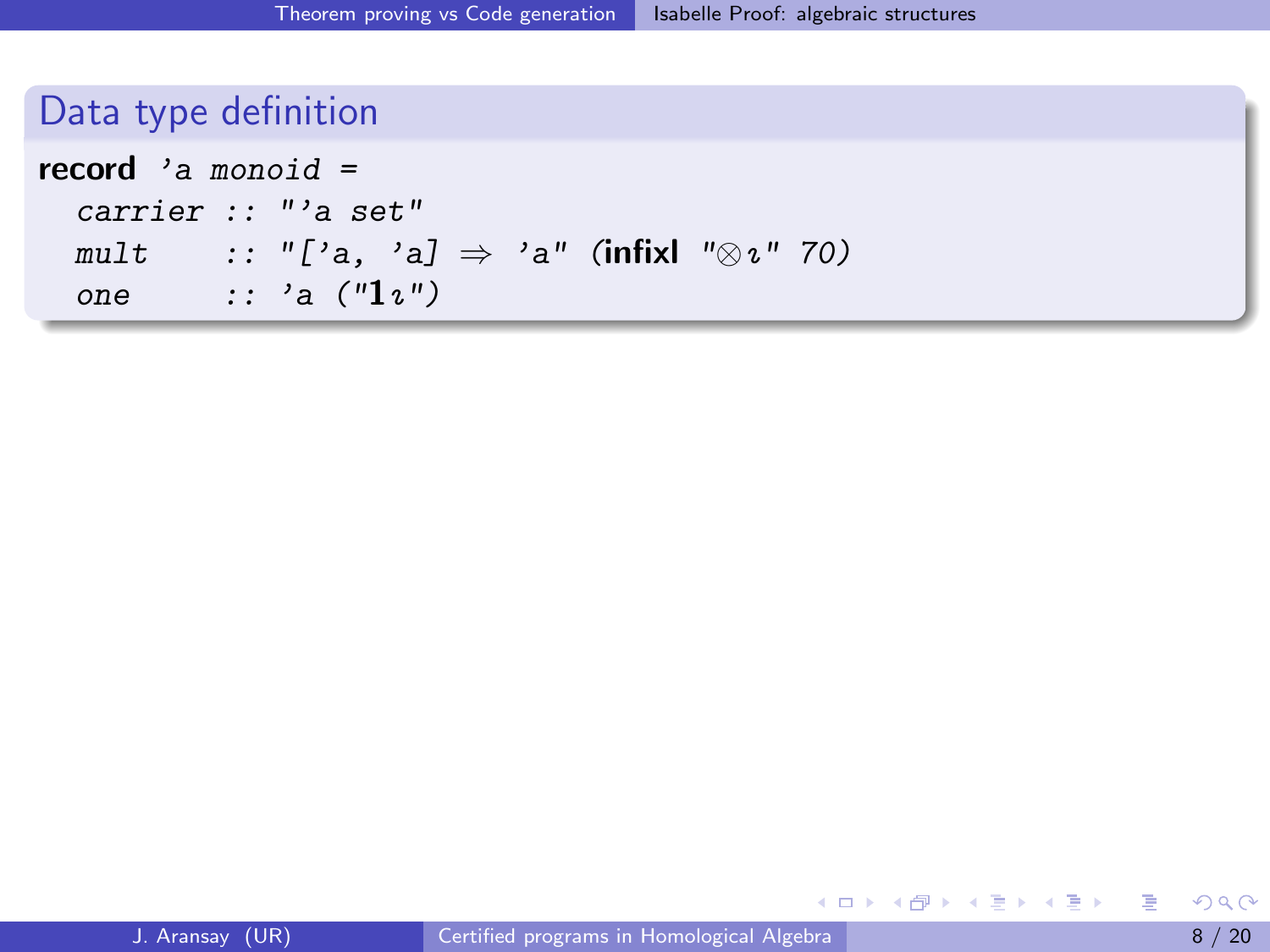## Data type definition

```
record 'a monoid =
  carrier :: "'a set"
  mult    :: "['a, 'a] ⇒ 'a" (infixl "⊗ı" 70)
  one     :: 'a ("1ı")
```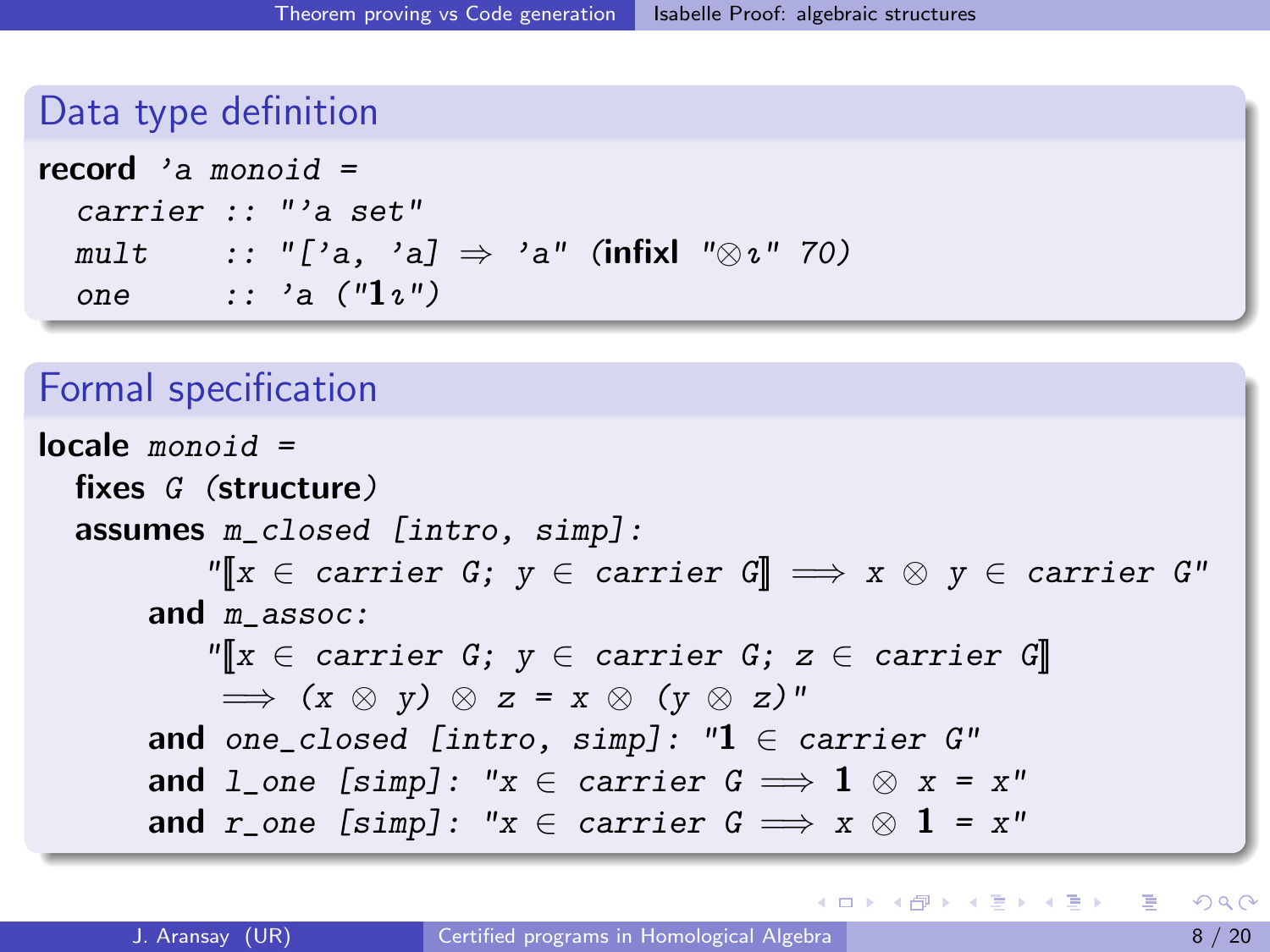## Data type definition

```
record 'a monoid =
  carrier :: "'a set"
  mult    :: "['a, 'a] ⇒ 'a" (infixl "⊗ı" 70)
  one     :: 'a ("1ı")
```

## Formal specification

```
locale monoid =
  fixes G (structure)
  assumes m_closed [intro, simp]:
        "⟦x ∈ carrier G; y ∈ carrier G⟧ ⟹ x ⊗ y ∈ carrier G"
      and m_assoc:
        "⟦x ∈ carrier G; y ∈ carrier G; z ∈ carrier G⟧
         ⟹ (x ⊗ y) ⊗ z = x ⊗ (y ⊗ z)"
      and one_closed [intro, simp]: "1 ∈ carrier G"
      and l_one [simp]: "x ∈ carrier G ⟹ 1 ⊗ x = x"
      and r_one [simp]: "x ∈ carrier G ⟹ x ⊗ 1 = x"
```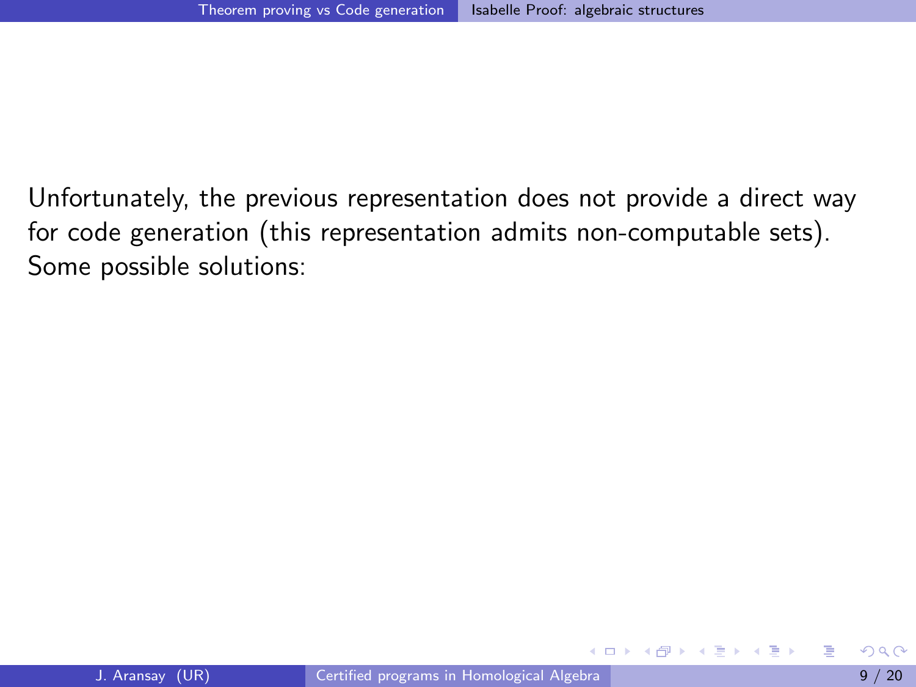Unfortunately, the previous representation does not provide a direct way for code generation (this representation admits non-computable sets). Some possible solutions: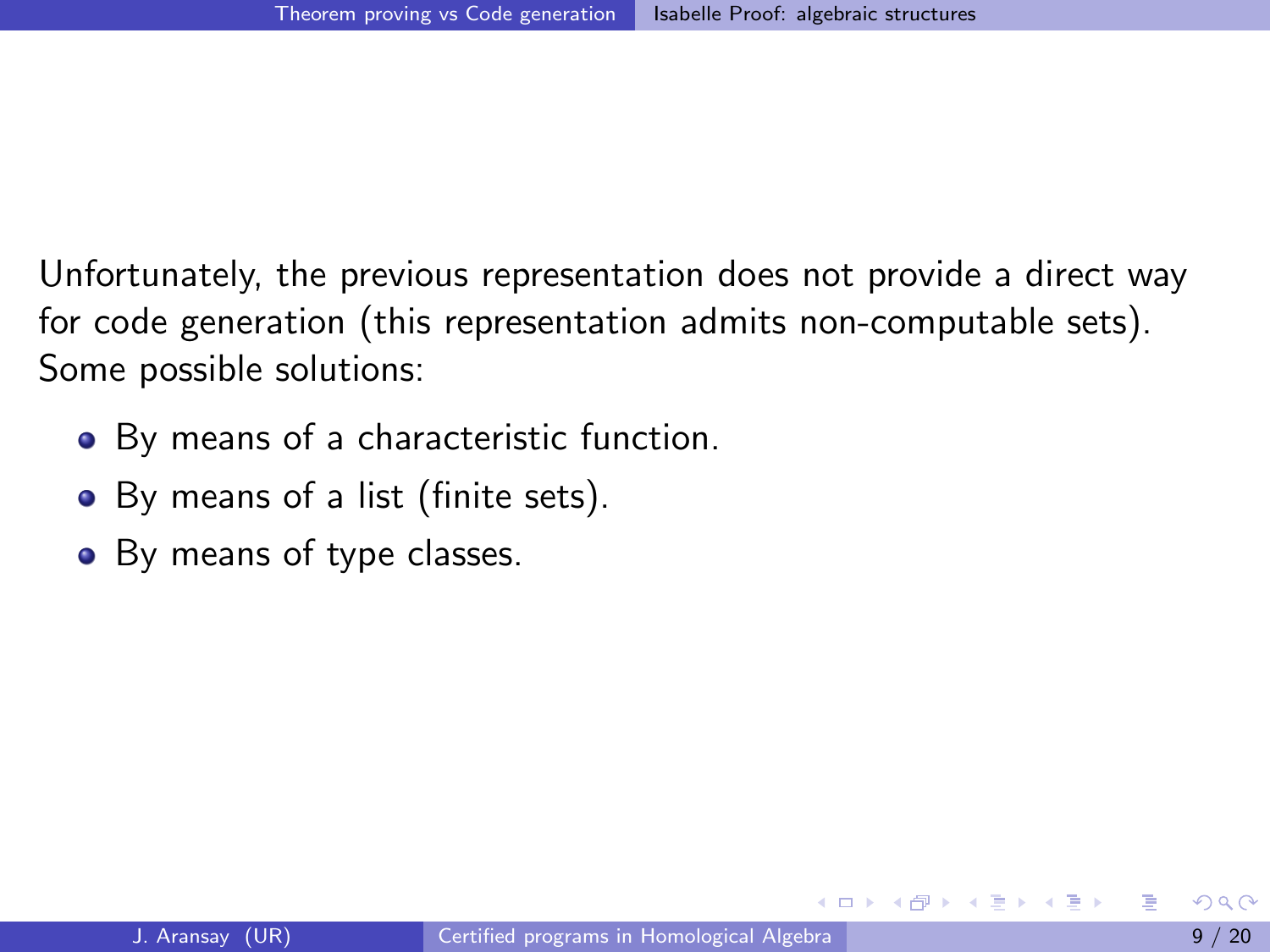Unfortunately, the previous representation does not provide a direct way for code generation (this representation admits non-computable sets). Some possible solutions:

- By means of a characteristic function.
- By means of a list (finite sets).
- By means of type classes.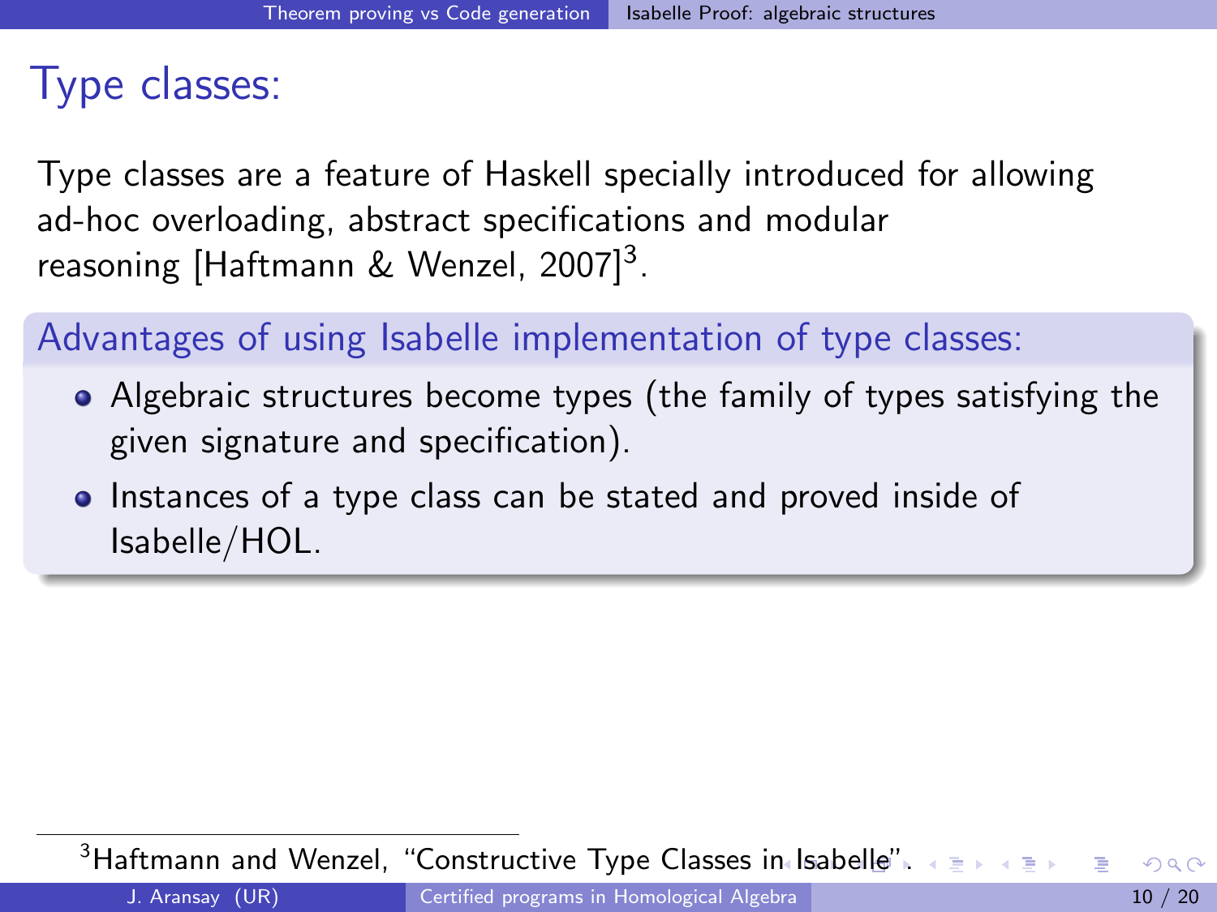# Type classes:

Type classes are a feature of Haskell specially introduced for allowing ad-hoc overloading, abstract specifications and modular reasoning [Haftmann & Wenzel, 2007][3].

## Advantages of using Isabelle implementation of type classes:

- Algebraic structures become types (the family of types satisfying the given signature and specification).
- Instances of a type class can be stated and proved inside of Isabelle/HOL.

[3] Haftmann and Wenzel, "Constructive Type Classes in Isabelle".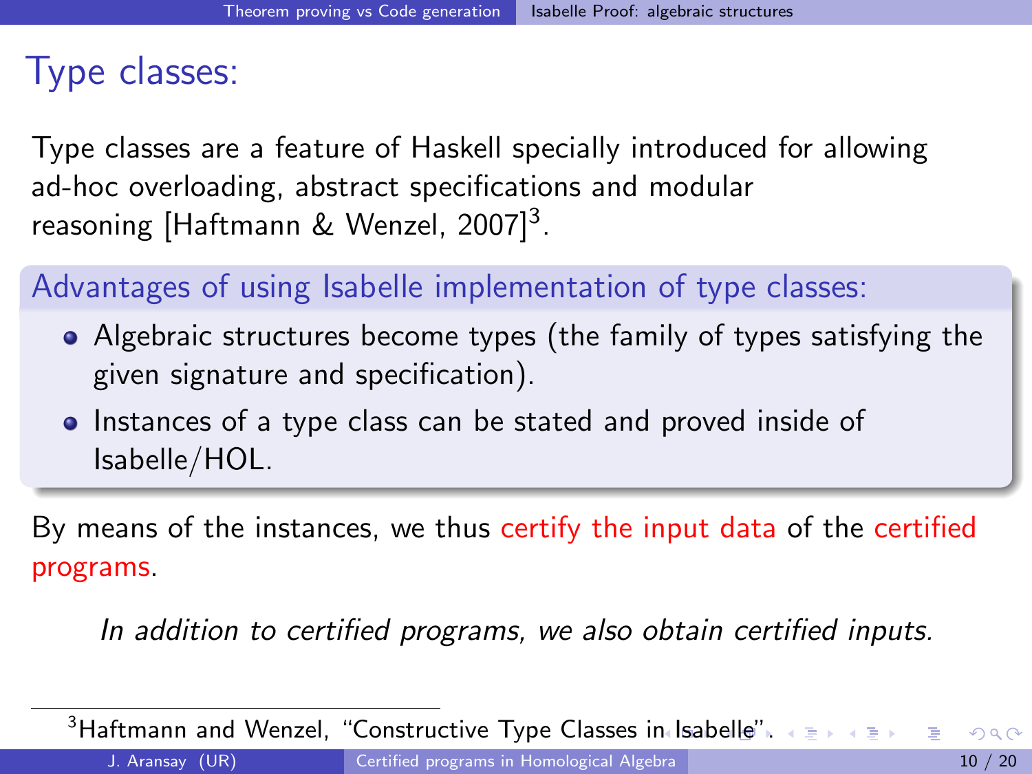# Type classes:

Type classes are a feature of Haskell specially introduced for allowing ad-hoc overloading, abstract specifications and modular reasoning [Haftmann & Wenzel, 2007][3].

**Advantages of using Isabelle implementation of type classes:**

- Algebraic structures become types (the family of types satisfying the given signature and specification).
- Instances of a type class can be stated and proved inside of Isabelle/HOL.

By means of the instances, we thus certify the input data of the certified programs.

*In addition to certified programs, we also obtain certified inputs.*

[3] Haftmann and Wenzel, "Constructive Type Classes in Isabelle".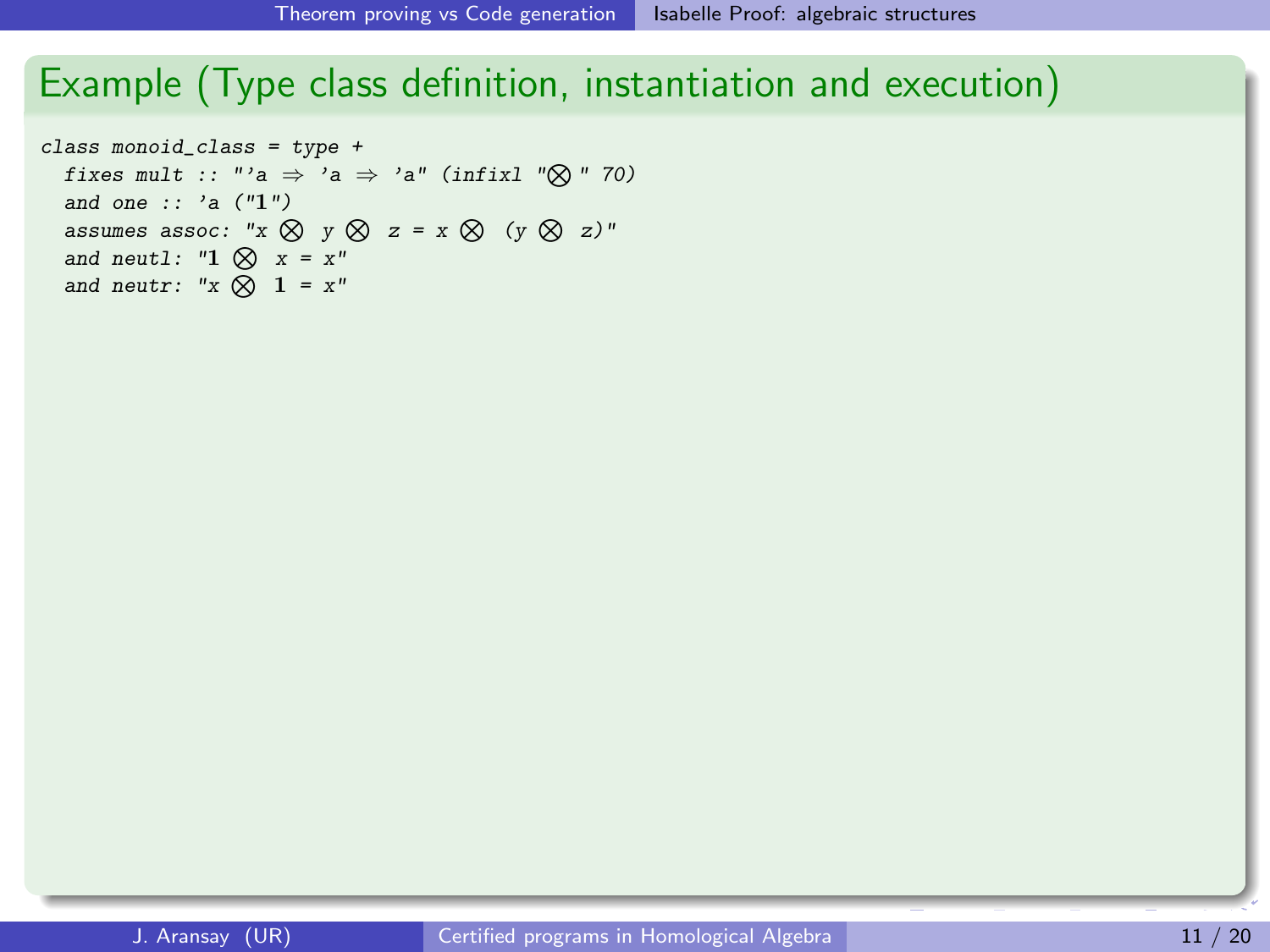## Example (Type class definition, instantiation and execution)

```
class monoid_class = type +
  fixes mult :: "'a ⇒ 'a ⇒ 'a" (infixl "⊗" 70)
  and one :: 'a ("1")
  assumes assoc: "x ⊗ y ⊗ z = x ⊗ (y ⊗ z)"
  and neutl: "1 ⊗ x = x"
  and neutr: "x ⊗ 1 = x"
```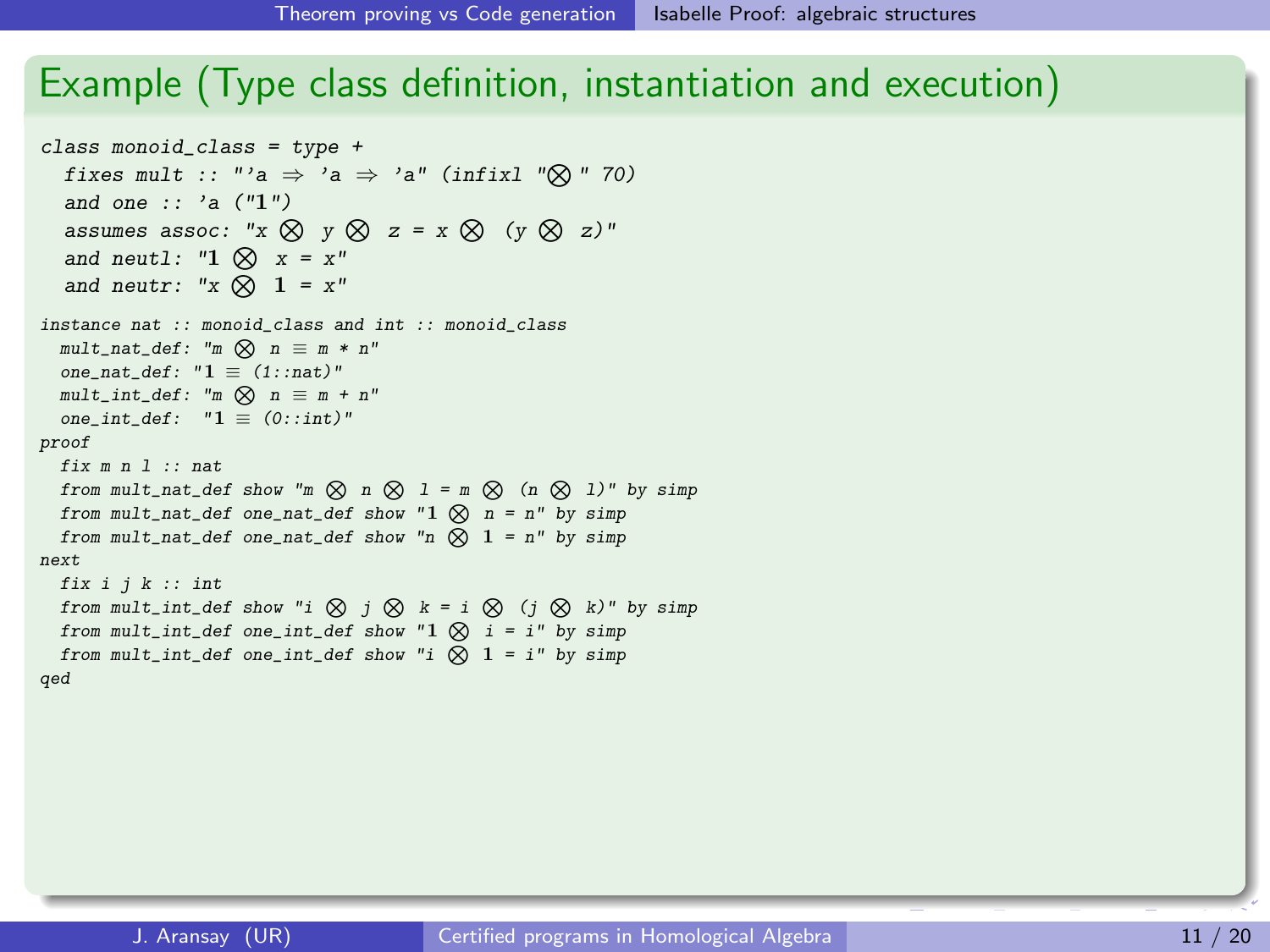## Example (Type class definition, instantiation and execution)

```
class monoid_class = type +
  fixes mult :: "'a ⇒ 'a ⇒ 'a" (infixl "⊗" 70)
  and one :: 'a ("1")
  assumes assoc: "x ⊗ y ⊗ z = x ⊗ (y ⊗ z)"
  and neutl: "1 ⊗ x = x"
  and neutr: "x ⊗ 1 = x"

instance nat :: monoid_class and int :: monoid_class
  mult_nat_def: "m ⊗ n ≡ m * n"
  one_nat_def: "1 ≡ (1::nat)"
  mult_int_def: "m ⊗ n ≡ m + n"
  one_int_def: "1 ≡ (0::int)"
proof
  fix m n l :: nat
  from mult_nat_def show "m ⊗ n ⊗ l = m ⊗ (n ⊗ l)" by simp
  from mult_nat_def one_nat_def show "1 ⊗ n = n" by simp
  from mult_nat_def one_nat_def show "n ⊗ 1 = n" by simp
next
  fix i j k :: int
  from mult_int_def show "i ⊗ j ⊗ k = i ⊗ (j ⊗ k)" by simp
  from mult_int_def one_int_def show "1 ⊗ i = i" by simp
  from mult_int_def one_int_def show "i ⊗ 1 = i" by simp
qed
```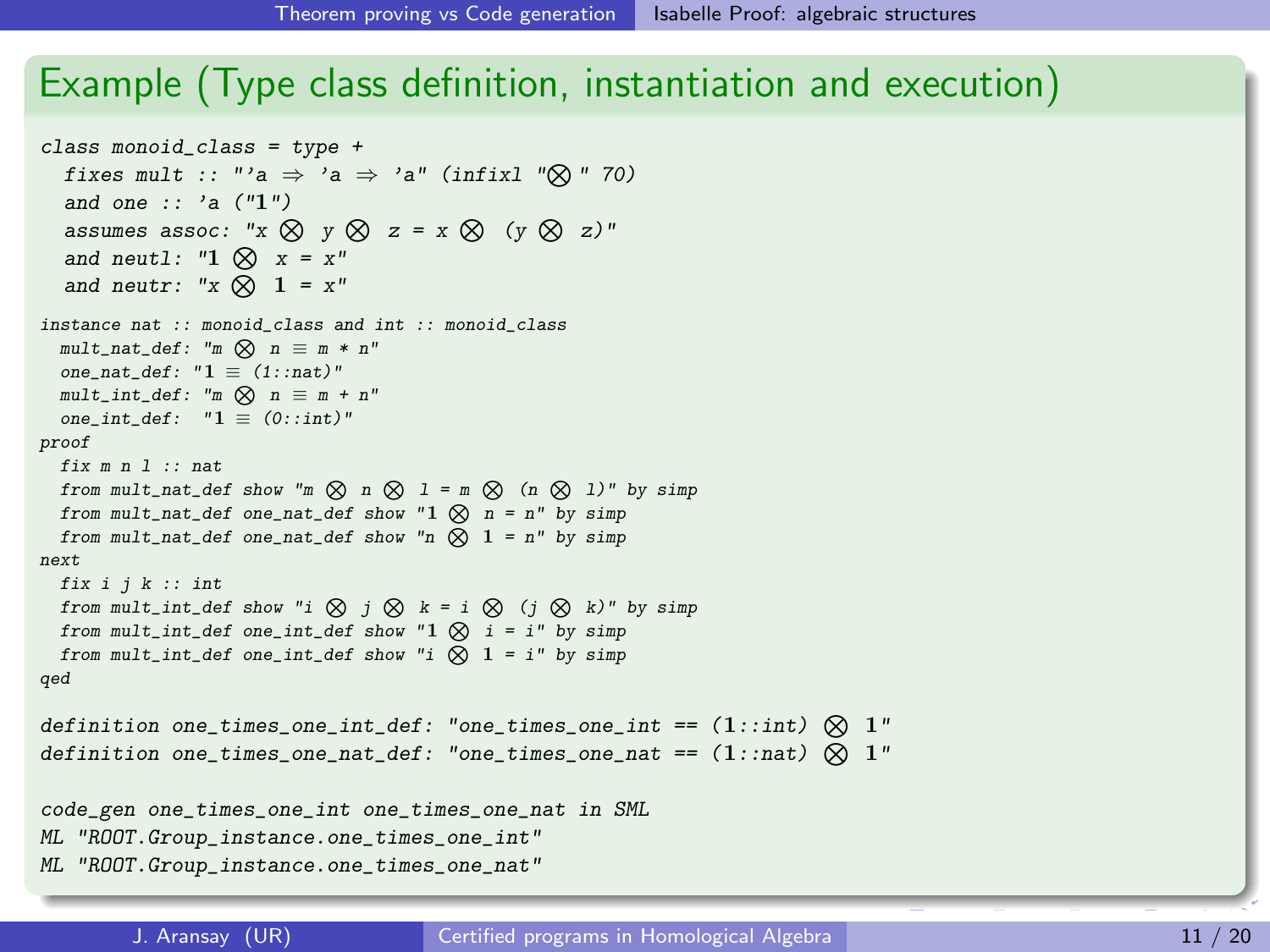## Example (Type class definition, instantiation and execution)

```
class monoid_class = type +
  fixes mult :: "'a ⇒ 'a ⇒ 'a" (infixl "⊗" 70)
  and one :: 'a ("1")
  assumes assoc: "x ⊗ y ⊗ z = x ⊗ (y ⊗ z)"
  and neutl: "1 ⊗ x = x"
  and neutr: "x ⊗ 1 = x"

instance nat :: monoid_class and int :: monoid_class
  mult_nat_def: "m ⊗ n ≡ m * n"
  one_nat_def: "1 ≡ (1::nat)"
  mult_int_def: "m ⊗ n ≡ m + n"
  one_int_def:  "1 ≡ (0::int)"
proof
  fix m n l :: nat
  from mult_nat_def show "m ⊗ n ⊗ l = m ⊗ (n ⊗ l)" by simp
  from mult_nat_def one_nat_def show "1 ⊗ n = n" by simp
  from mult_nat_def one_nat_def show "n ⊗ 1 = n" by simp
next
  fix i j k :: int
  from mult_int_def show "i ⊗ j ⊗ k = i ⊗ (j ⊗ k)" by simp
  from mult_int_def one_int_def show "1 ⊗ i = i" by simp
  from mult_int_def one_int_def show "i ⊗ 1 = i" by simp
qed

definition one_times_one_int_def: "one_times_one_int == (1::int) ⊗ 1"
definition one_times_one_nat_def: "one_times_one_nat == (1::nat) ⊗ 1"

code_gen one_times_one_int one_times_one_nat in SML
ML "ROOT.Group_instance.one_times_one_int"
ML "ROOT.Group_instance.one_times_one_nat"
```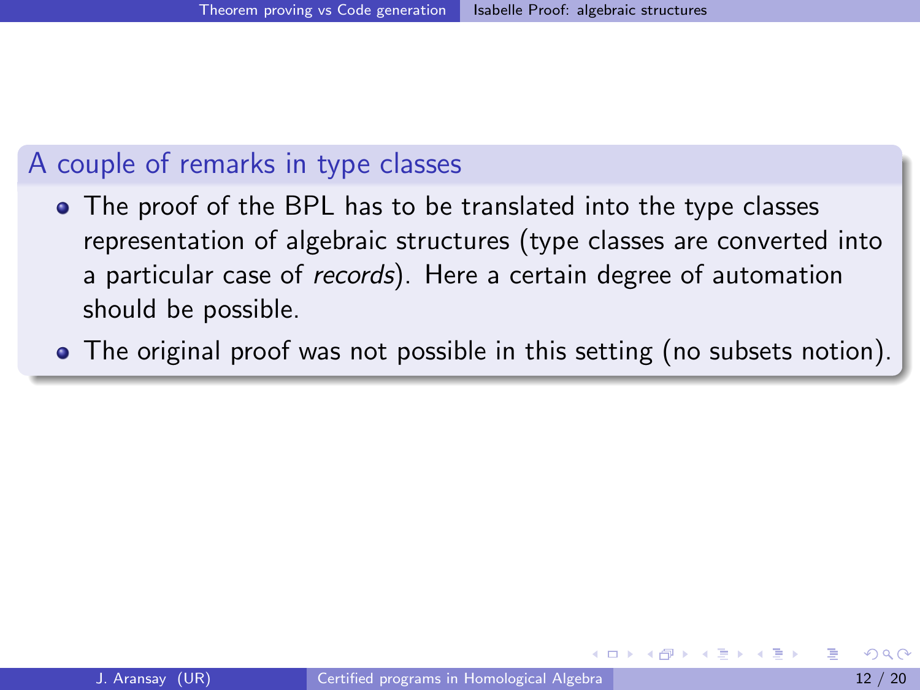### A couple of remarks in type classes

- The proof of the BPL has to be translated into the type classes representation of algebraic structures (type classes are converted into a particular case of *records*). Here a certain degree of automation should be possible.
- The original proof was not possible in this setting (no subsets notion).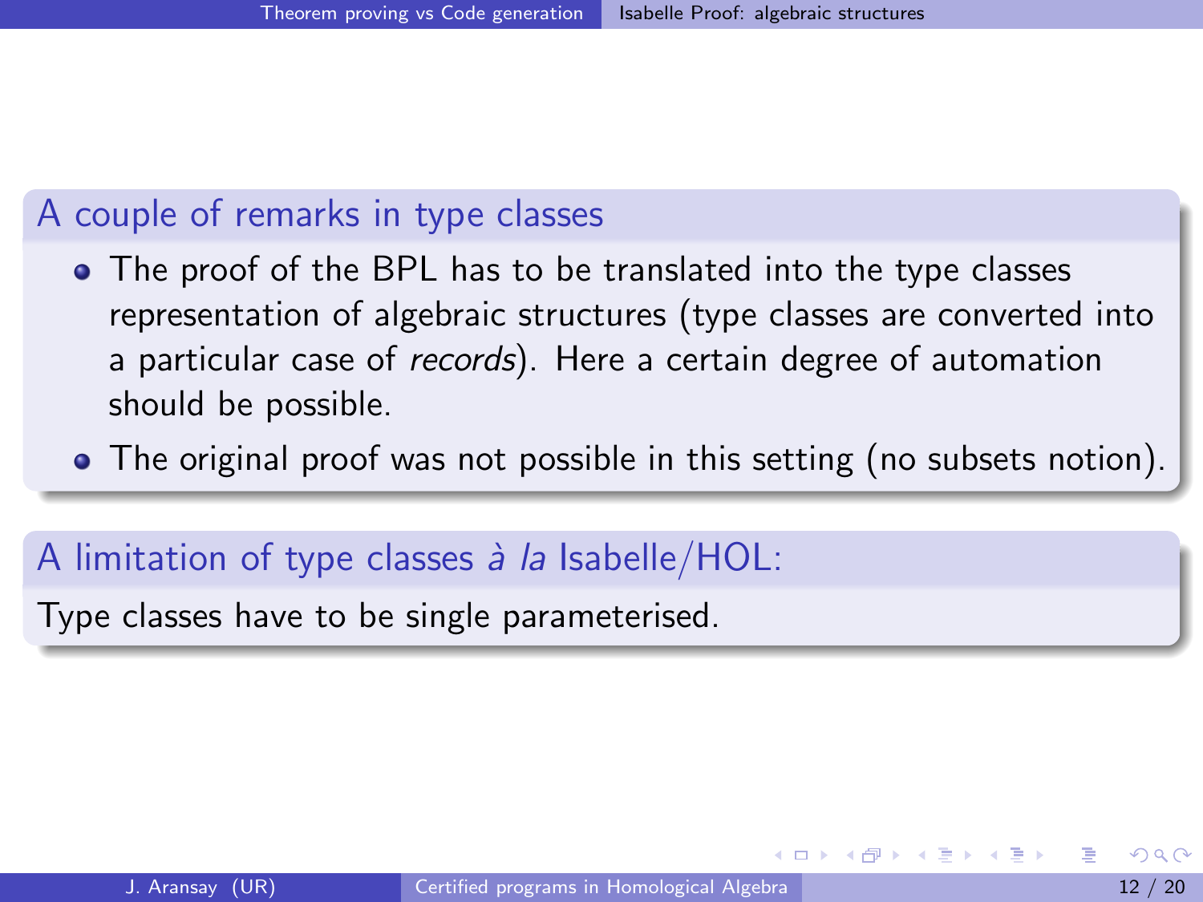## A couple of remarks in type classes

- The proof of the BPL has to be translated into the type classes representation of algebraic structures (type classes are converted into a particular case of *records*). Here a certain degree of automation should be possible.
- The original proof was not possible in this setting (no subsets notion).

## A limitation of type classes *à la* Isabelle/HOL:

Type classes have to be single parameterised.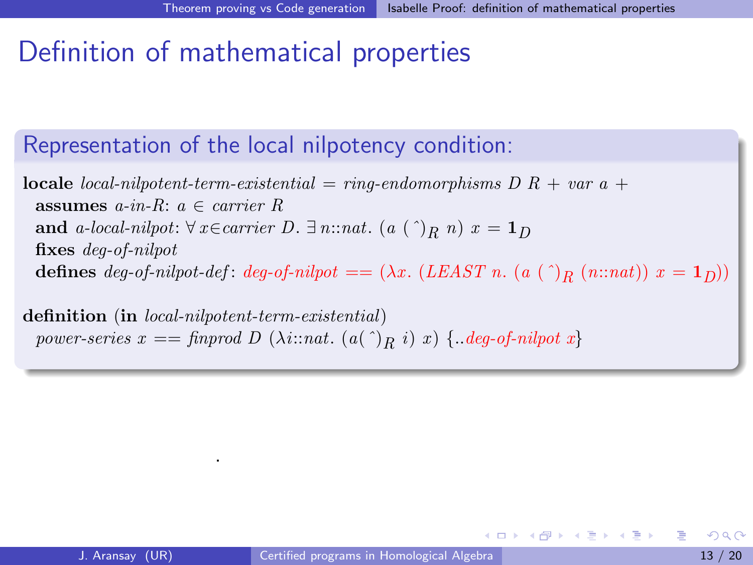# Definition of mathematical properties

## Representation of the local nilpotency condition:

**locale** *local-nilpotent-term-existential* = *ring-endomorphisms D R* + *var a* +
  **assumes** *a-in-R*: $a \in carrier\ R$
  **and** *a-local-nilpot*: $\forall\, x{\in}carrier\ D.\ \exists\, n{::}nat.\ (a\ (\hat{\ })_R\ n)\ x = \mathbf{1}_D$
  **fixes** *deg-of-nilpot*
  **defines** *deg-of-nilpot-def*: $deg\text{-}of\text{-}nilpot == (\lambda x.\ (LEAST\ n.\ (a\ (\hat{\ })_R\ (n{::}nat))\ x = \mathbf{1}_D))$

**definition** (**in** *local-nilpotent-term-existential*)
  $power\text{-}series\ x == finprod\ D\ (\lambda i{::}nat.\ (a(\hat{\ })_R\ i)\ x)\ \{..deg\text{-}of\text{-}nilpot\ x\}$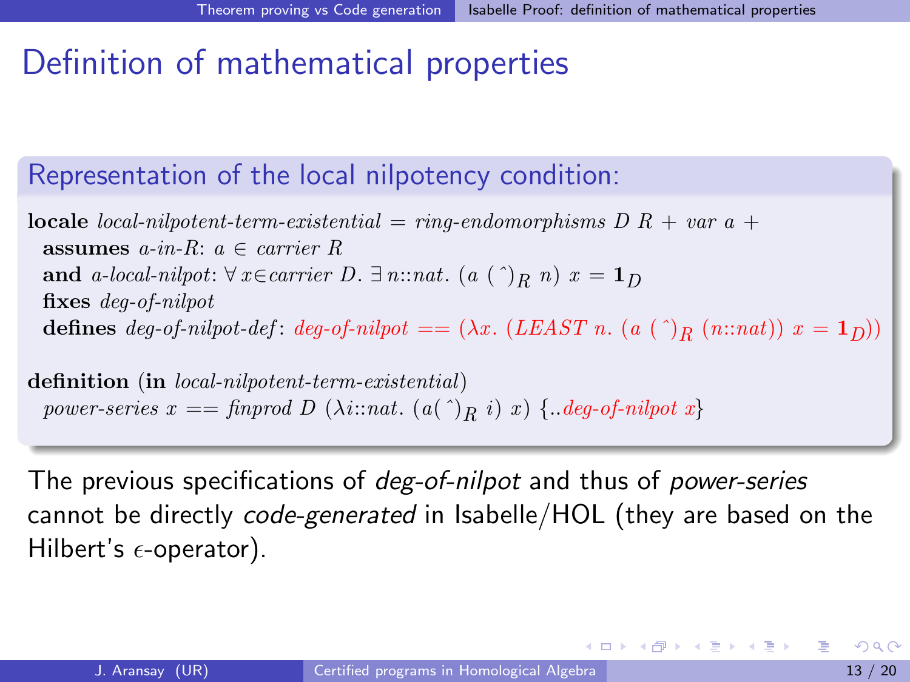# Definition of mathematical properties

## Representation of the local nilpotency condition:

**locale** *local-nilpotent-term-existential* = *ring-endomorphisms D R* + *var a* +
  **assumes** *a-in-R*: $a \in$ *carrier R*
  **and** *a-local-nilpot*: $\forall\, x \in$ *carrier D*. $\exists\, n{::}nat.\ (a\ (\hat{})_R\ n)\ x = \mathbf{1}_D$
  **fixes** *deg-of-nilpot*
  **defines** *deg-of-nilpot-def*: *deg-of-nilpot* == $(\lambda x.\ (LEAST\ n.\ (a\ (\hat{})_R\ (n{::}nat))\ x = \mathbf{1}_D))$

**definition** (**in** *local-nilpotent-term-existential*)
  *power-series x* == *finprod D* $(\lambda i{::}nat.\ (a(\hat{})_R\ i)\ x)$ {..*deg-of-nilpot x*}

The previous specifications of *deg-of-nilpot* and thus of *power-series* cannot be directly *code-generated* in Isabelle/HOL (they are based on the Hilbert's $\epsilon$-operator).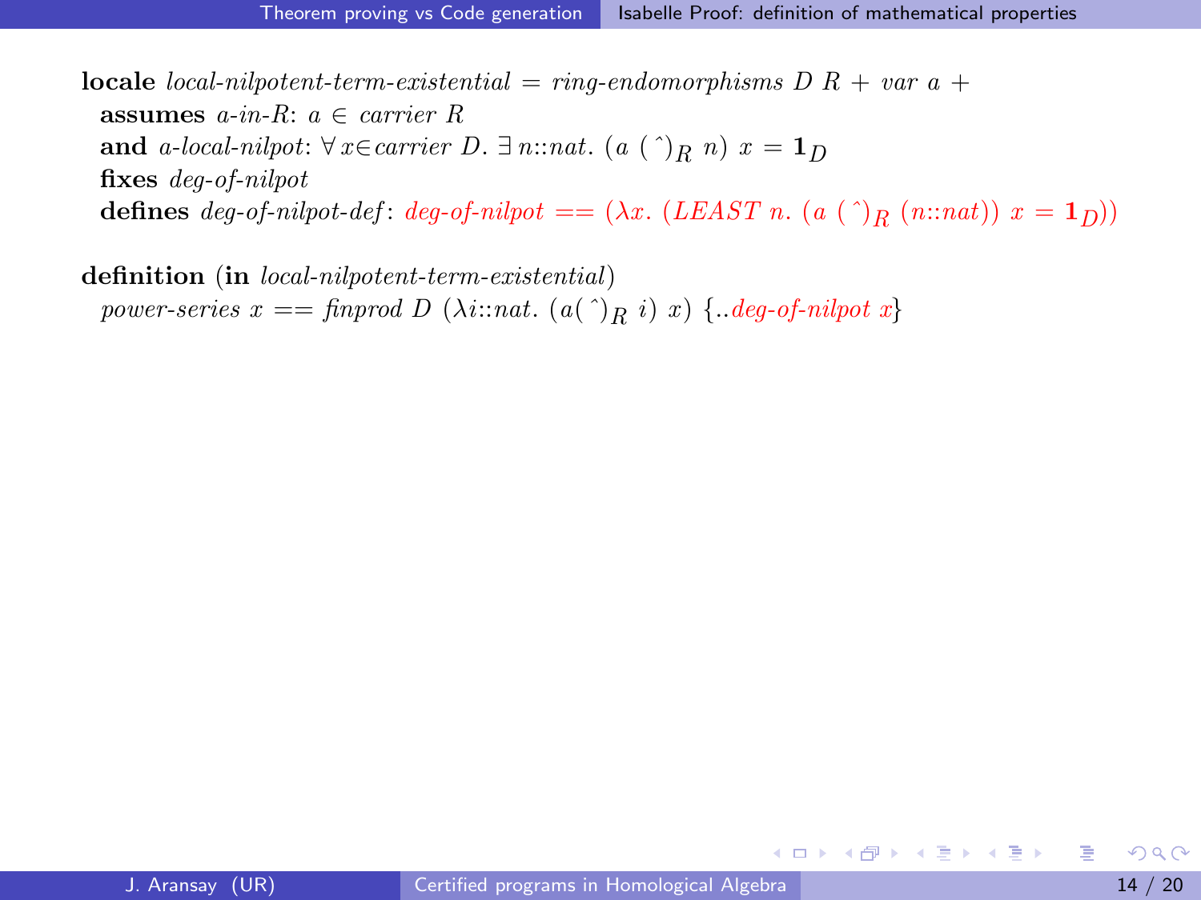**locale** *local-nilpotent-term-existential* = *ring-endomorphisms D R* + *var a* +
  **assumes** *a-in-R*: $a \in$ *carrier R*
  **and** *a-local-nilpot*: $\forall\, x \in$ *carrier D*. $\exists\, n{::}nat.$ $(a\ (\hat{\ })_R\ n)\ x = \mathbf{1}_D$
  **fixes** *deg-of-nilpot*
  **defines** *deg-of-nilpot-def*: *deg-of-nilpot* == ($\lambda x.$ (*LEAST* $n.$ $(a\ (\hat{\ })_R\ (n{::}nat))\ x = \mathbf{1}_D$))

**definition** (**in** *local-nilpotent-term-existential*)
  *power-series x* == *finprod D* ($\lambda i{::}nat.$ $(a(\hat{\ })_R\ i)\ x$) {..*deg-of-nilpot x*}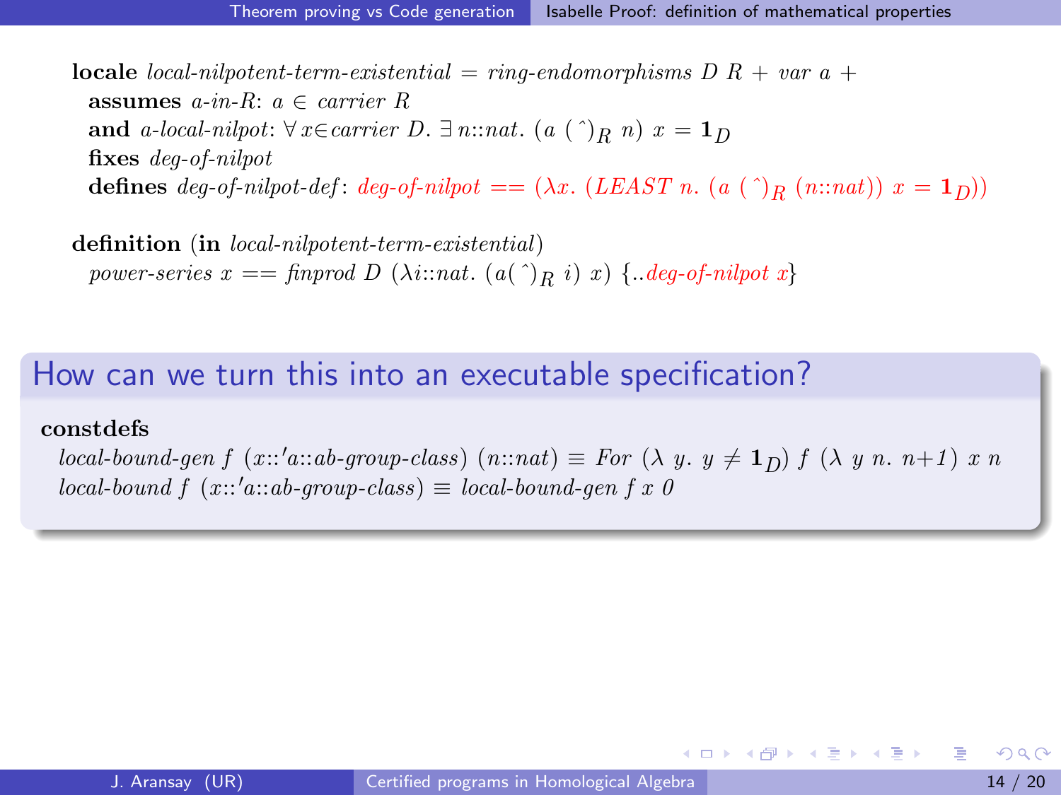**locale** *local-nilpotent-term-existential* = *ring-endomorphisms D R* + *var a* +
  **assumes** *a-in-R*: $a \in \mathit{carrier}\ R$
  **and** *a-local-nilpot*: $\forall x \in \mathit{carrier}\ D.\ \exists n{::}nat.\ (a\ (\hat{\ })_R\ n)\ x = \mathbf{1}_D$
  **fixes** *deg-of-nilpot*
  **defines** *deg-of-nilpot-def*: $\mathit{deg\text{-}of\text{-}nilpot} == (\lambda x.\ (\mathit{LEAST}\ n.\ (a\ (\hat{\ })_R\ (n{::}nat))\ x = \mathbf{1}_D))$

**definition** (**in** *local-nilpotent-term-existential*)
  $\mathit{power\text{-}series}\ x == \mathit{finprod}\ D\ (\lambda i{::}nat.\ (a(\hat{\ })_R\ i)\ x)\ \{..\mathit{deg\text{-}of\text{-}nilpot}\ x\}$

## How can we turn this into an executable specification?

**constdefs**
  $\mathit{local\text{-}bound\text{-}gen}\ f\ (x{::}'a{::}\mathit{ab\text{-}group\text{-}class})\ (n{::}nat) \equiv \mathit{For}\ (\lambda\ y.\ y \neq \mathbf{1}_D)\ f\ (\lambda\ y\ n.\ n{+}1)\ x\ n$
  $\mathit{local\text{-}bound}\ f\ (x{::}'a{::}\mathit{ab\text{-}group\text{-}class}) \equiv \mathit{local\text{-}bound\text{-}gen}\ f\ x\ 0$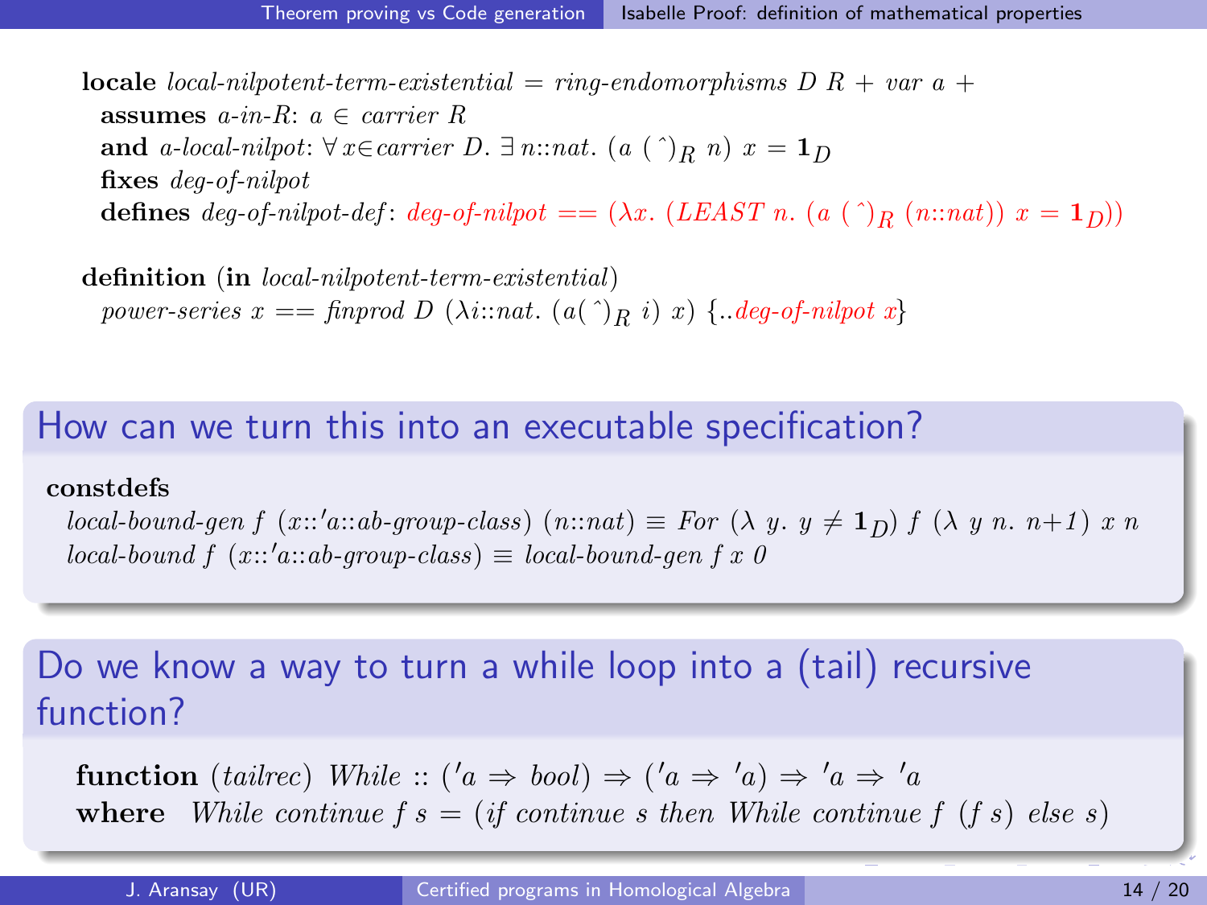```
locale local-nilpotent-term-existential = ring-endomorphisms D R + var a +
  assumes a-in-R: a ∈ carrier R
  and a-local-nilpot: ∀ x∈carrier D. ∃ n::nat. (a (^)_R n) x = 1_D
  fixes deg-of-nilpot
  defines deg-of-nilpot-def: deg-of-nilpot == (λx. (LEAST n. (a (^)_R (n::nat)) x = 1_D))

definition (in local-nilpotent-term-existential)
  power-series x == finprod D (λi::nat. (a(^)_R i) x) {..deg-of-nilpot x}
```

## How can we turn this into an executable specification?

```
constdefs
  local-bound-gen f (x::'a::ab-group-class) (n::nat) ≡ For (λ y. y ≠ 1_D) f (λ y n. n+1) x n
  local-bound f (x::'a::ab-group-class) ≡ local-bound-gen f x 0
```

## Do we know a way to turn a while loop into a (tail) recursive function?

```
function (tailrec) While :: ('a ⇒ bool) ⇒ ('a ⇒ 'a) ⇒ 'a ⇒ 'a
where  While continue f s = (if continue s then While continue f (f s) else s)
```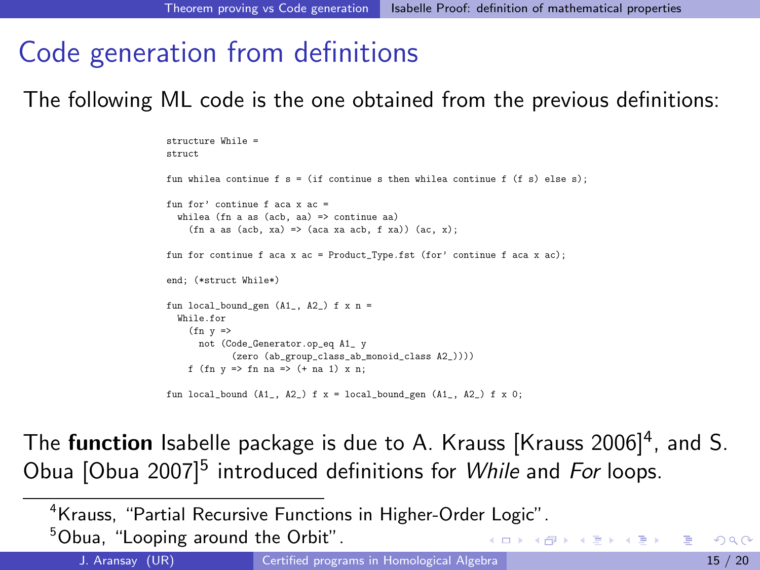# Code generation from definitions

The following ML code is the one obtained from the previous definitions:

```
structure While =
struct

fun whilea continue f s = (if continue s then whilea continue f (f s) else s);

fun for' continue f aca x ac =
  whilea (fn a as (acb, aa) => continue aa)
    (fn a as (acb, xa) => (aca xa acb, f xa)) (ac, x);

fun for continue f aca x ac = Product_Type.fst (for' continue f aca x ac);

end; (*struct While*)

fun local_bound_gen (A1_, A2_) f x n =
  While.for
    (fn y =>
      not (Code_Generator.op_eq A1_ y
            (zero (ab_group_class_ab_monoid_class A2_))))
    f (fn y => fn na => (+ na 1) x n;

fun local_bound (A1_, A2_) f x = local_bound_gen (A1_, A2_) f x 0;
```

The **function** Isabelle package is due to A. Krauss [Krauss 2006][4], and S. Obua [Obua 2007][5] introduced definitions for *While* and *For* loops.

[4] Krauss, "Partial Recursive Functions in Higher-Order Logic".

[5] Obua, "Looping around the Orbit".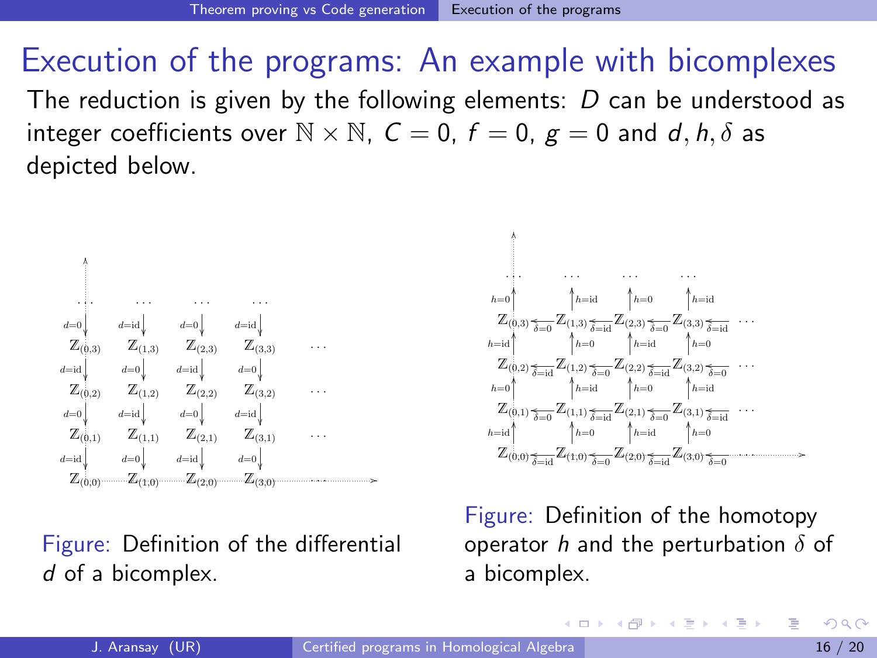# Execution of the programs: An example with bicomplexes

The reduction is given by the following elements: $D$ can be understood as integer coefficients over $\mathbb{N} \times \mathbb{N}$, $C = 0$, $f = 0$, $g = 0$ and $d, h, \delta$ as depicted below.

Figure: Definition of the differential $d$ of a bicomplex.

Figure: Definition of the homotopy operator $h$ and the perturbation $\delta$ of a bicomplex.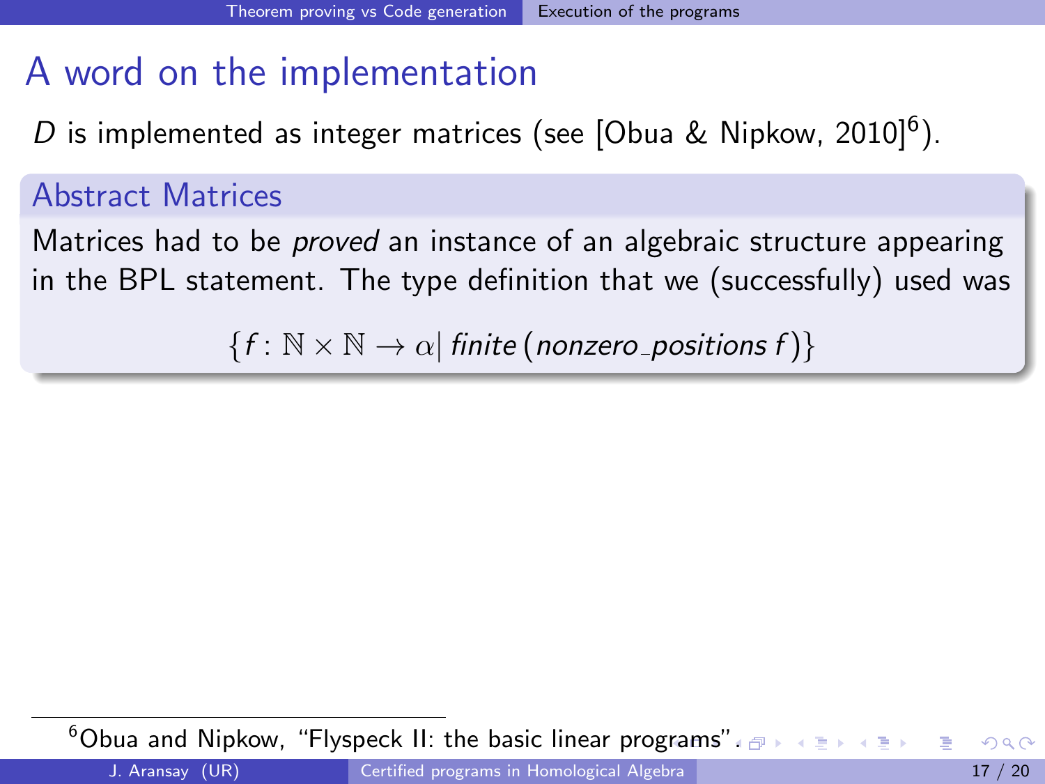# A word on the implementation

$D$ is implemented as integer matrices (see [Obua & Nipkow, 2010][6]).

## Abstract Matrices

Matrices had to be *proved* an instance of an algebraic structure appearing in the BPL statement. The type definition that we (successfully) used was

$$\{f : \mathbb{N} \times \mathbb{N} \rightarrow \alpha | \; \mathit{finite}\,(\mathit{nonzero\_positions}\, f)\}$$

[6] Obua and Nipkow, "Flyspeck II: the basic linear programs".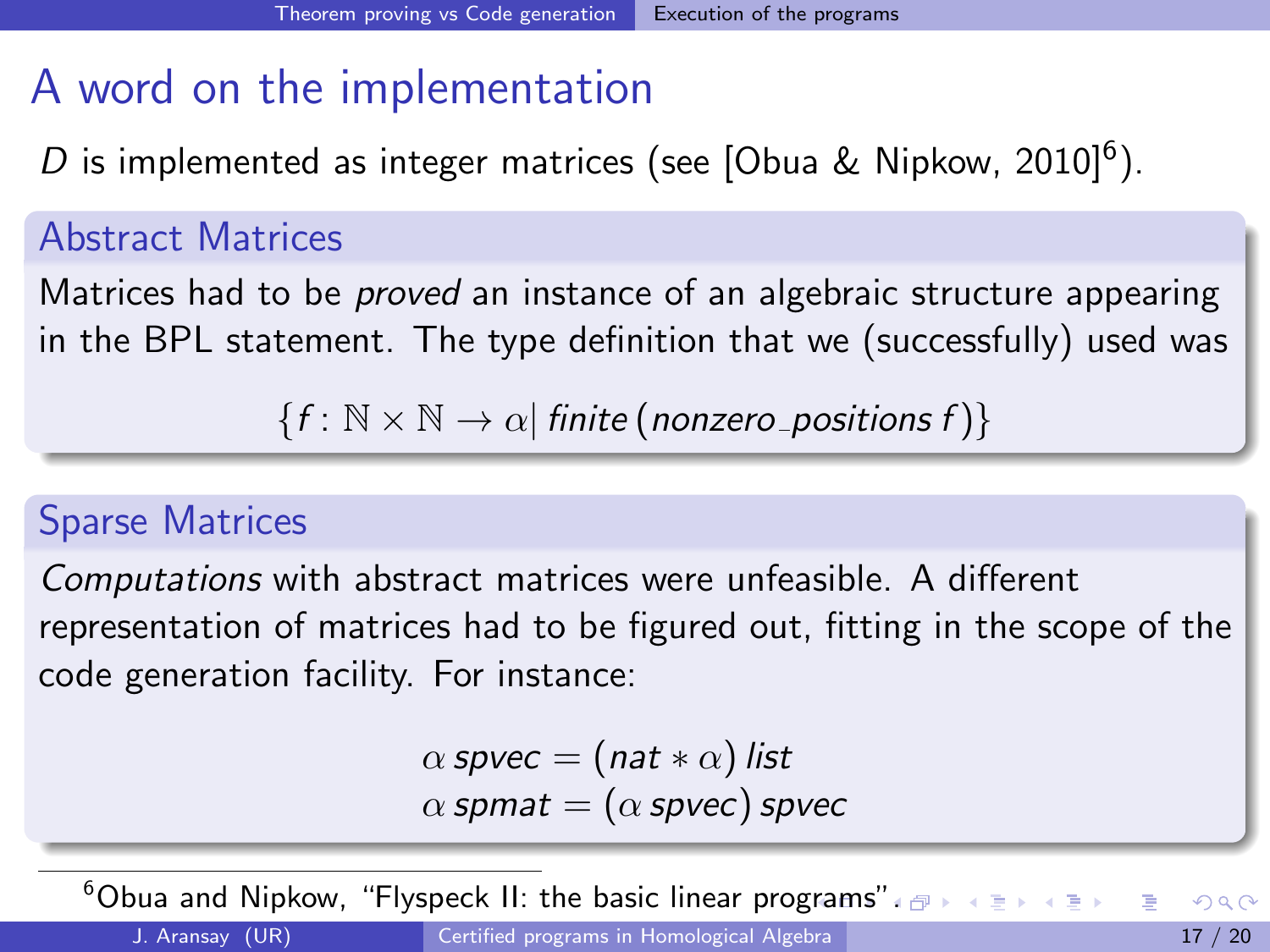# A word on the implementation

$D$ is implemented as integer matrices (see [Obua & Nipkow, 2010][6]).

### Abstract Matrices

Matrices had to be *proved* an instance of an algebraic structure appearing in the BPL statement. The type definition that we (successfully) used was

$$\{f : \mathbb{N} \times \mathbb{N} \to \alpha | \; \mathit{finite}\,(\mathit{nonzero\_positions}\; f)\}$$

### Sparse Matrices

*Computations* with abstract matrices were unfeasible. A different representation of matrices had to be figured out, fitting in the scope of the code generation facility. For instance:

$$\alpha\;\mathit{spvec} = (\mathit{nat} * \alpha)\;\mathit{list}$$
$$\alpha\;\mathit{spmat} = (\alpha\;\mathit{spvec})\;\mathit{spvec}$$

[6] Obua and Nipkow, "Flyspeck II: the basic linear programs".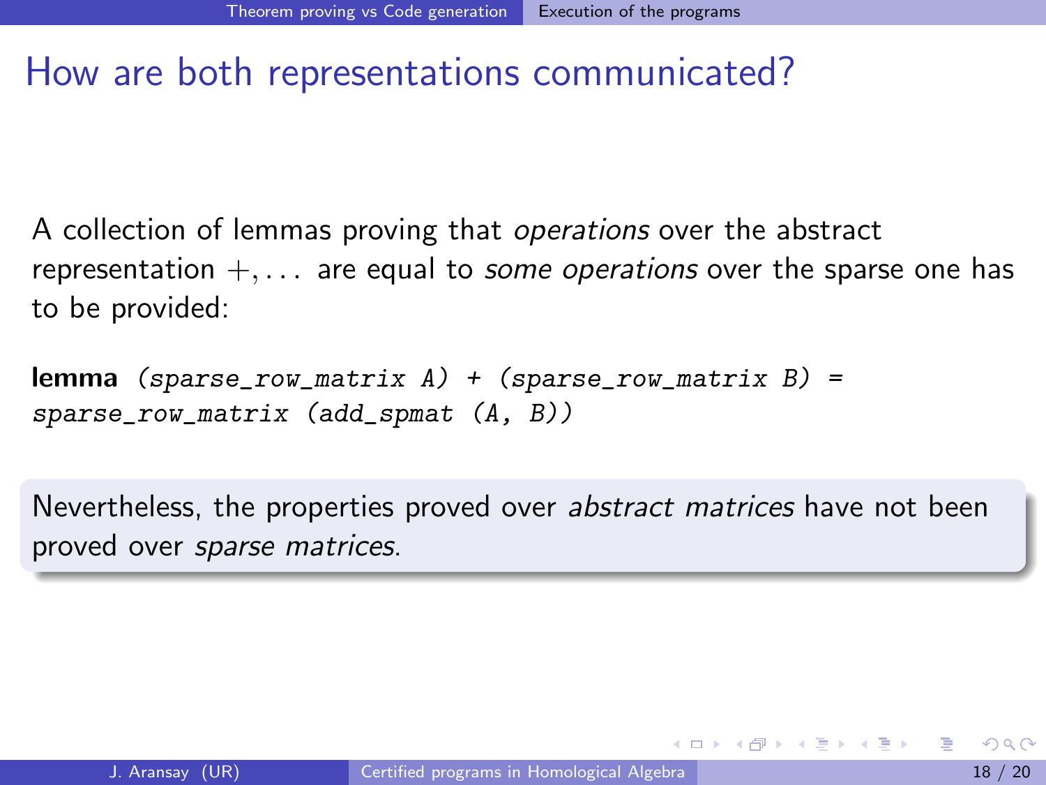# How are both representations communicated?

A collection of lemmas proving that *operations* over the abstract representation $+, \dots$ are equal to *some operations* over the sparse one has to be provided:

**lemma** *(sparse_row_matrix A) + (sparse_row_matrix B) = sparse_row_matrix (add_spmat (A, B))*

Nevertheless, the properties proved over *abstract matrices* have not been proved over *sparse matrices*.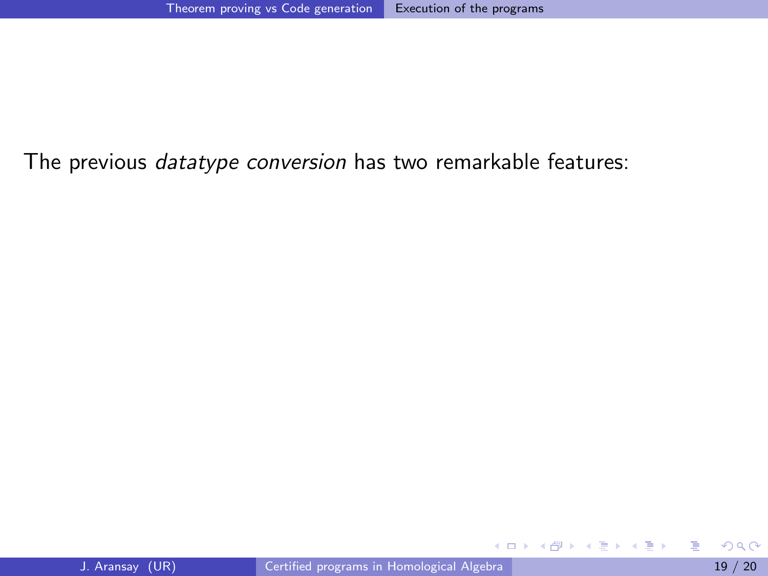The previous *datatype conversion* has two remarkable features: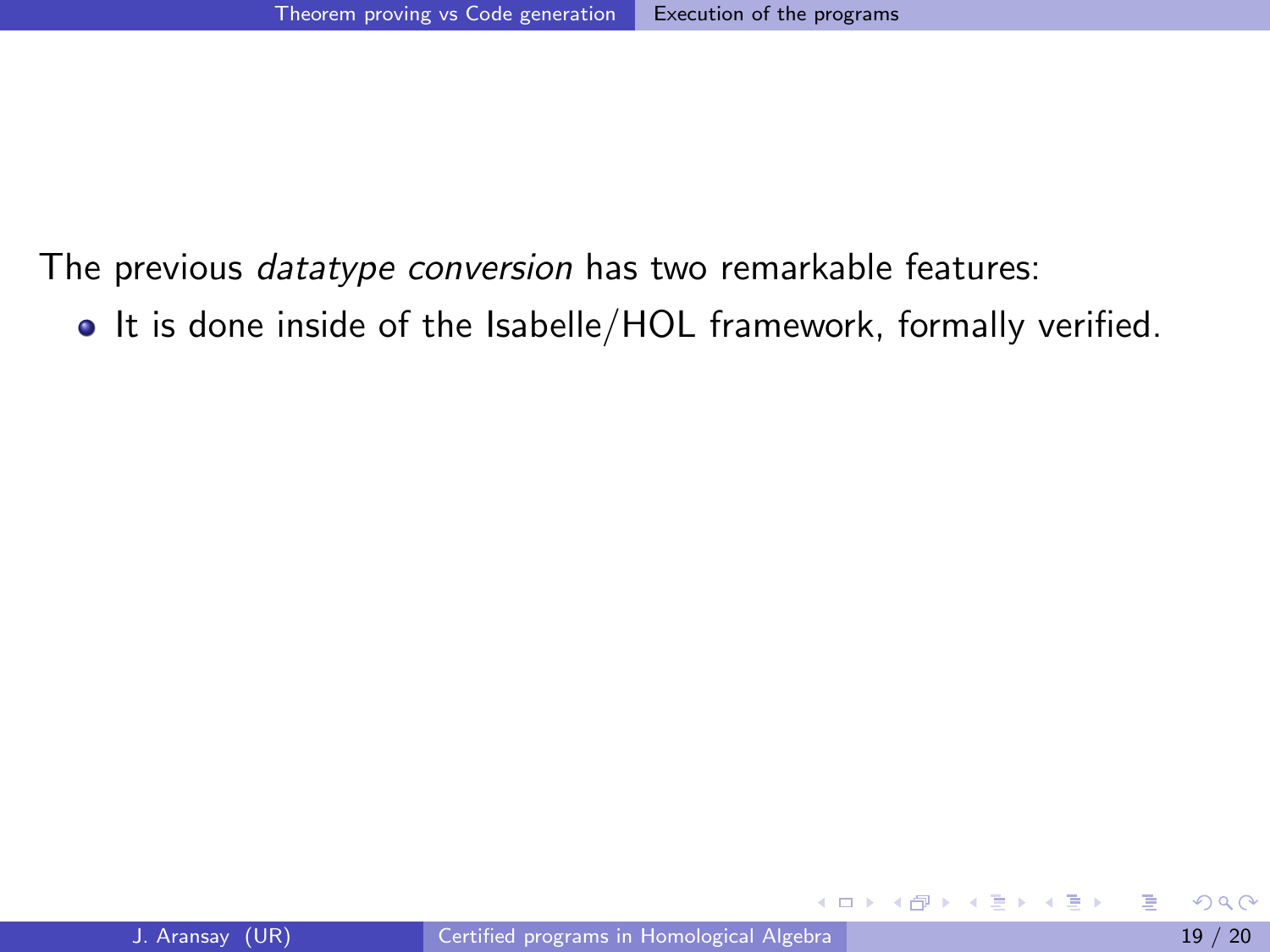The previous *datatype conversion* has two remarkable features:

- It is done inside of the Isabelle/HOL framework, formally verified.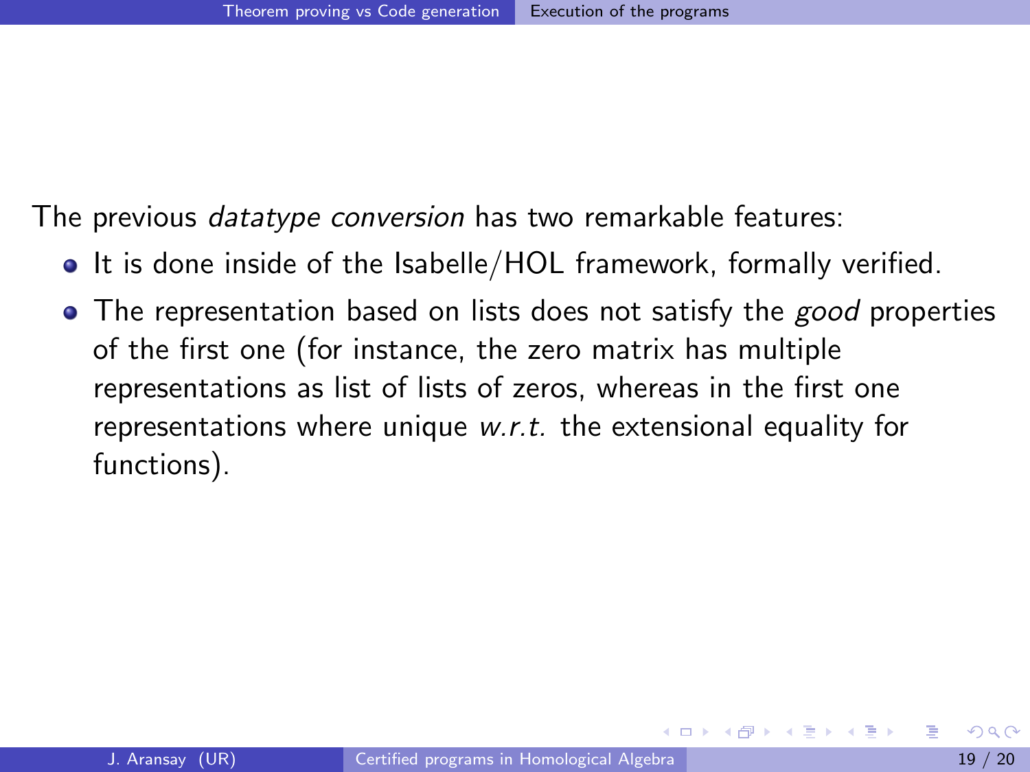The previous *datatype conversion* has two remarkable features:

- It is done inside of the Isabelle/HOL framework, formally verified.
- The representation based on lists does not satisfy the *good* properties of the first one (for instance, the zero matrix has multiple representations as list of lists of zeros, whereas in the first one representations where unique *w.r.t.* the extensional equality for functions).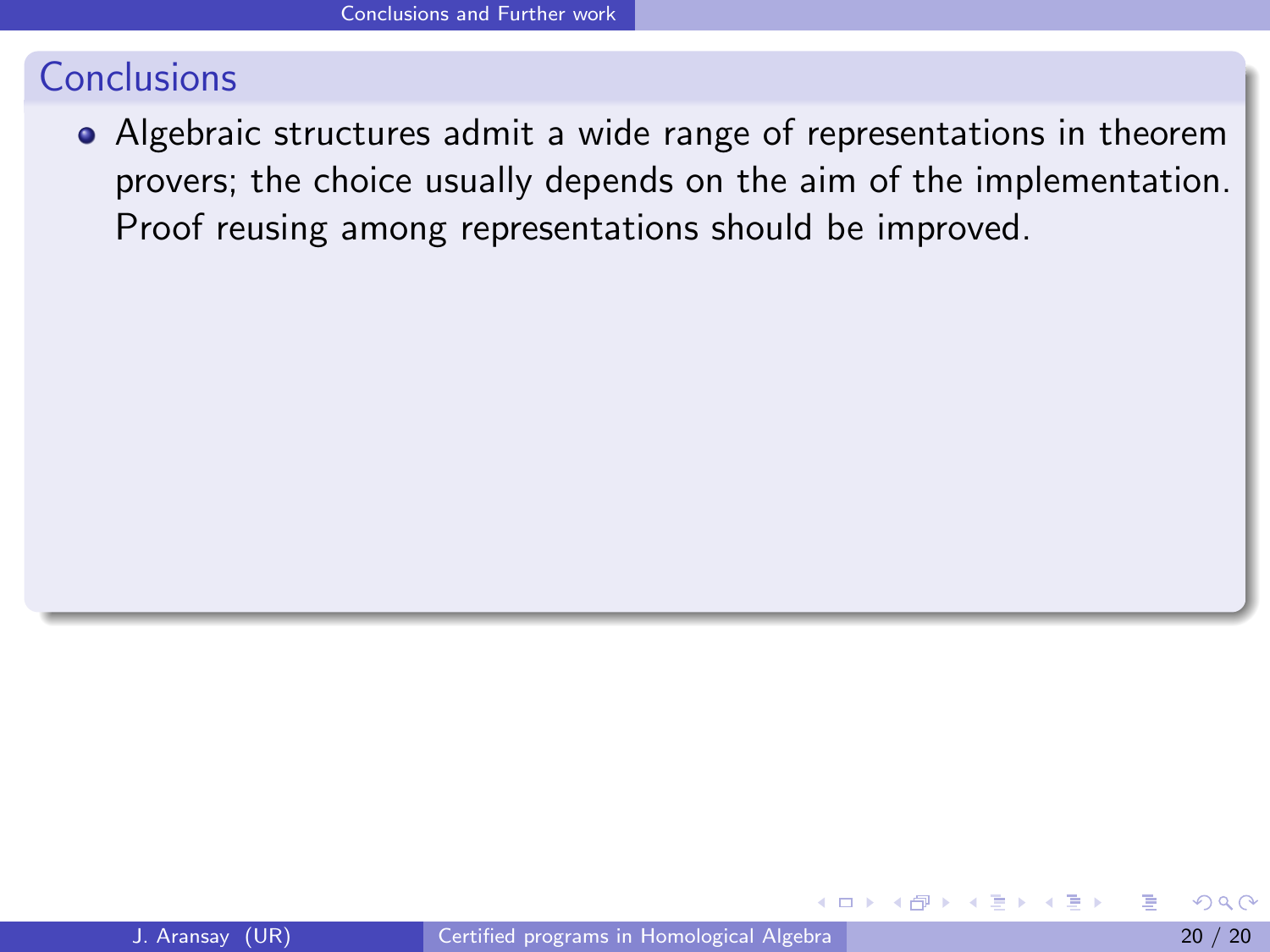## Conclusions

- Algebraic structures admit a wide range of representations in theorem provers; the choice usually depends on the aim of the implementation. Proof reusing among representations should be improved.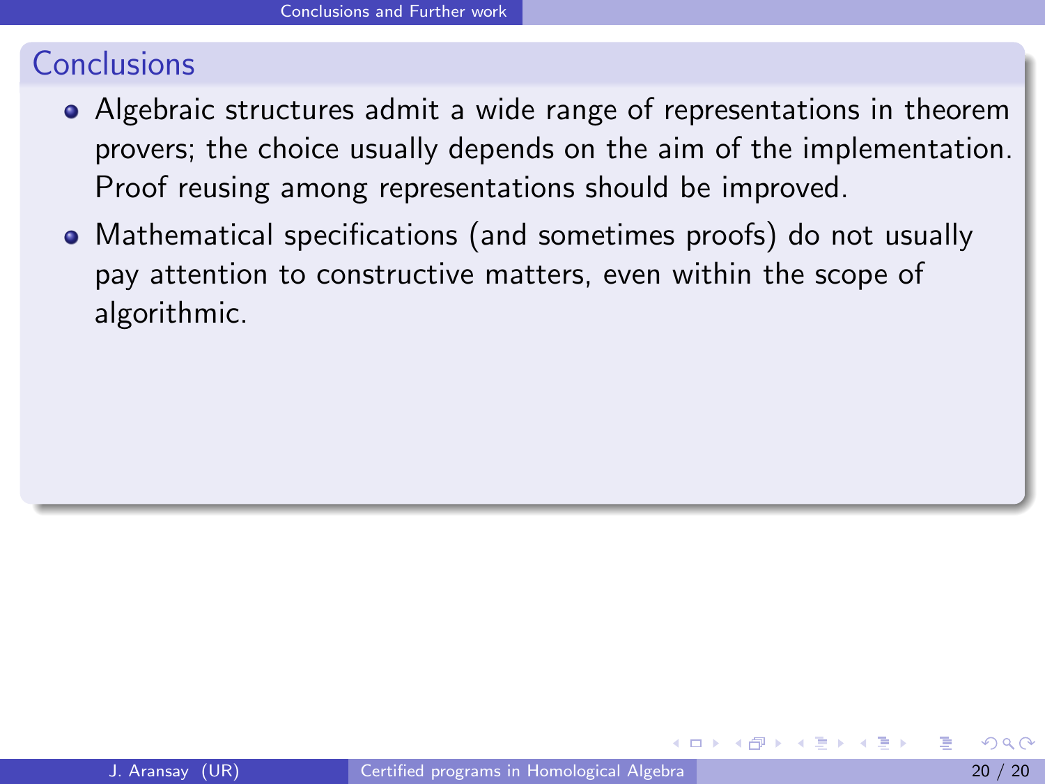## Conclusions

- Algebraic structures admit a wide range of representations in theorem provers; the choice usually depends on the aim of the implementation. Proof reusing among representations should be improved.
- Mathematical specifications (and sometimes proofs) do not usually pay attention to constructive matters, even within the scope of algorithmic.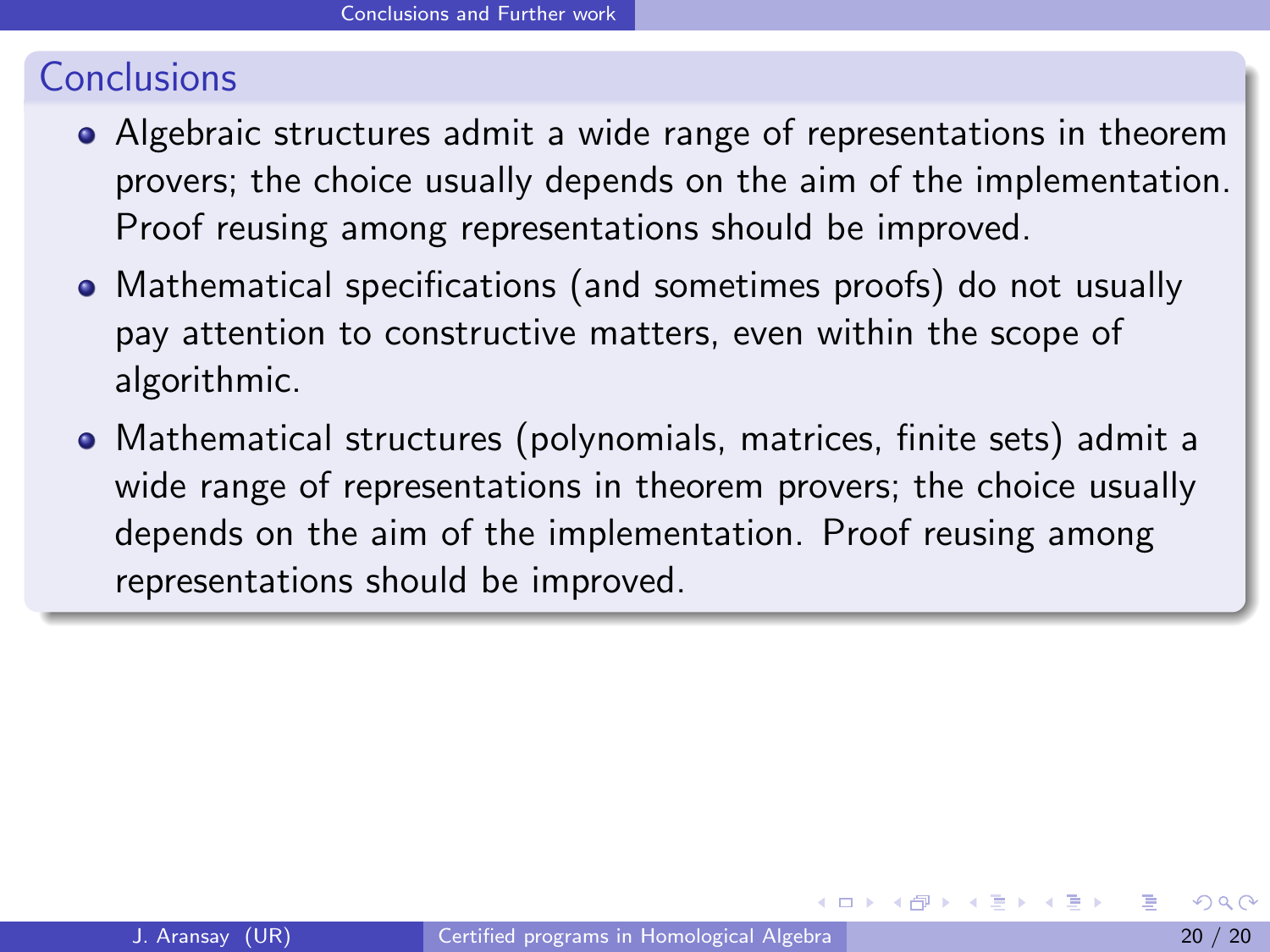## Conclusions

- Algebraic structures admit a wide range of representations in theorem provers; the choice usually depends on the aim of the implementation. Proof reusing among representations should be improved.
- Mathematical specifications (and sometimes proofs) do not usually pay attention to constructive matters, even within the scope of algorithmic.
- Mathematical structures (polynomials, matrices, finite sets) admit a wide range of representations in theorem provers; the choice usually depends on the aim of the implementation. Proof reusing among representations should be improved.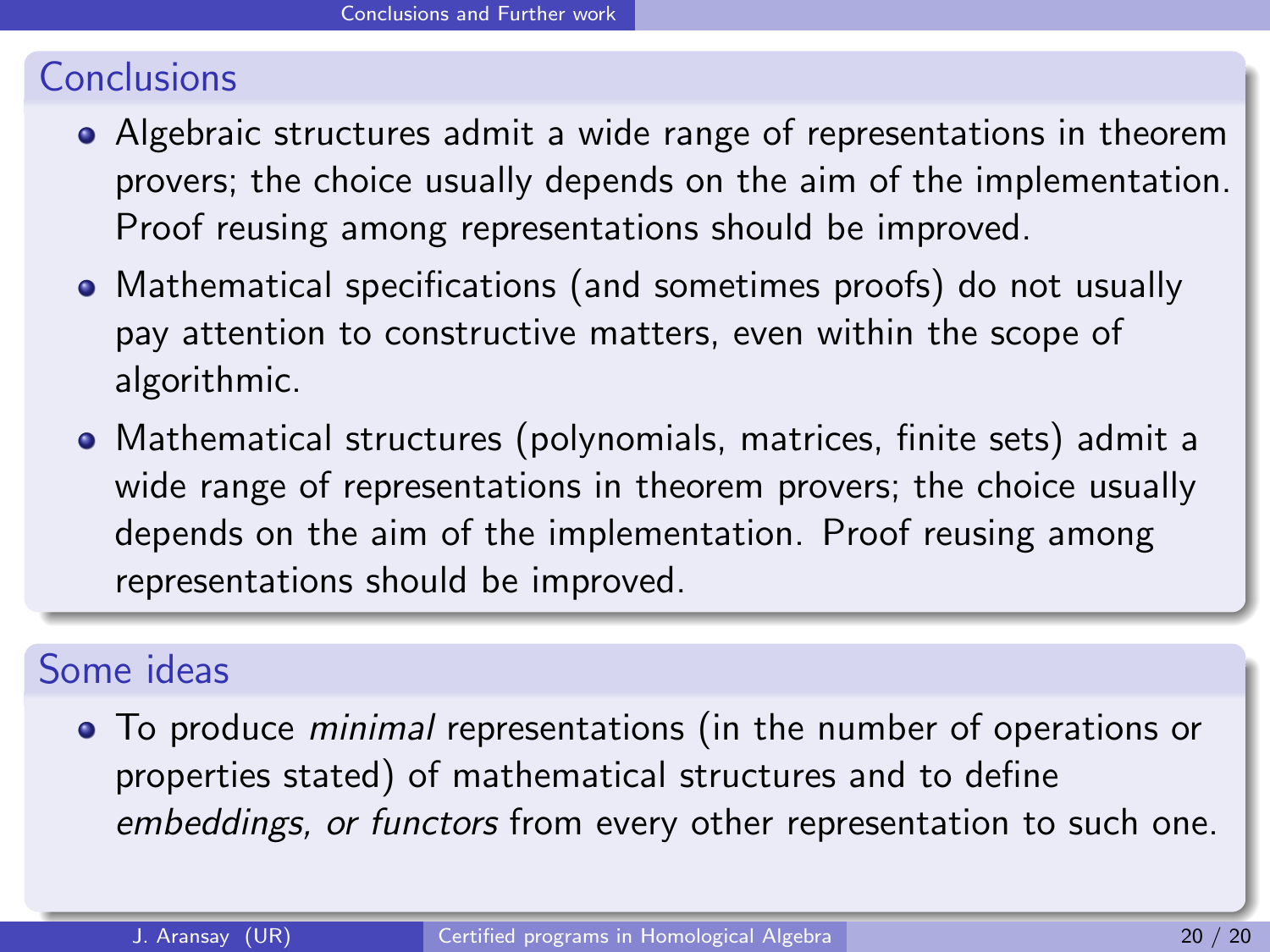## Conclusions

- Algebraic structures admit a wide range of representations in theorem provers; the choice usually depends on the aim of the implementation. Proof reusing among representations should be improved.
- Mathematical specifications (and sometimes proofs) do not usually pay attention to constructive matters, even within the scope of algorithmic.
- Mathematical structures (polynomials, matrices, finite sets) admit a wide range of representations in theorem provers; the choice usually depends on the aim of the implementation. Proof reusing among representations should be improved.

## Some ideas

- To produce *minimal* representations (in the number of operations or properties stated) of mathematical structures and to define *embeddings, or functors* from every other representation to such one.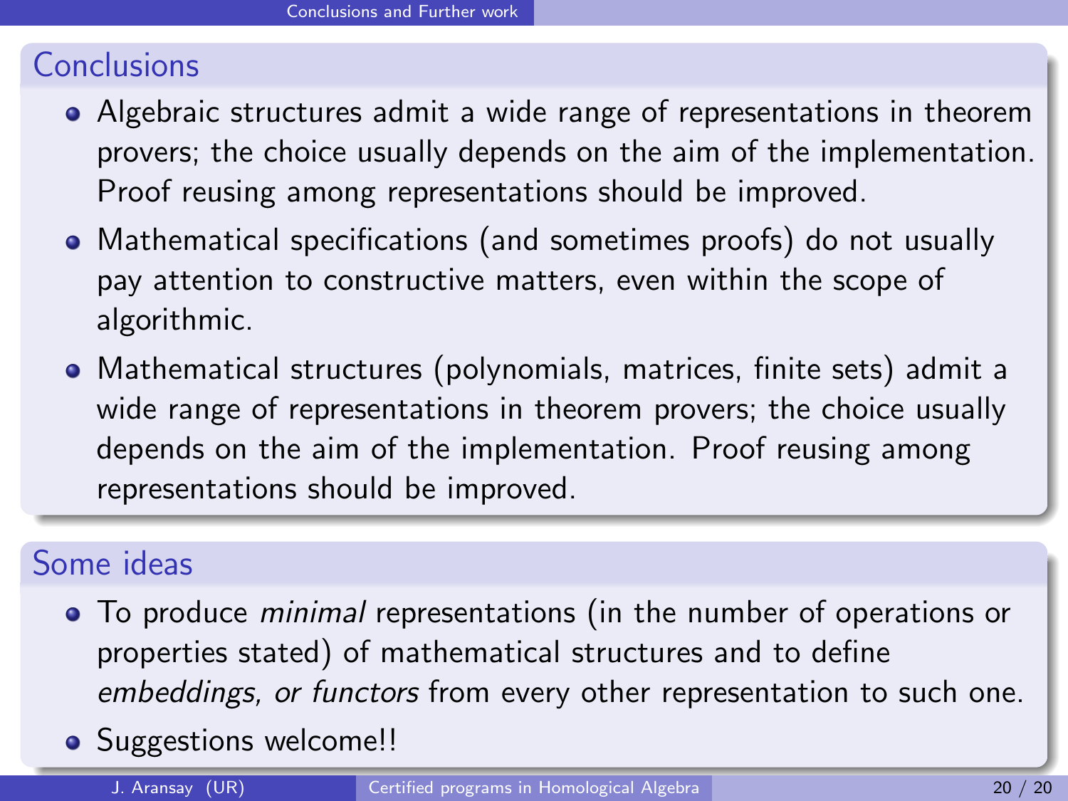## Conclusions

- Algebraic structures admit a wide range of representations in theorem provers; the choice usually depends on the aim of the implementation. Proof reusing among representations should be improved.
- Mathematical specifications (and sometimes proofs) do not usually pay attention to constructive matters, even within the scope of algorithmic.
- Mathematical structures (polynomials, matrices, finite sets) admit a wide range of representations in theorem provers; the choice usually depends on the aim of the implementation. Proof reusing among representations should be improved.

## Some ideas

- To produce *minimal* representations (in the number of operations or properties stated) of mathematical structures and to define *embeddings, or functors* from every other representation to such one.
- Suggestions welcome!!